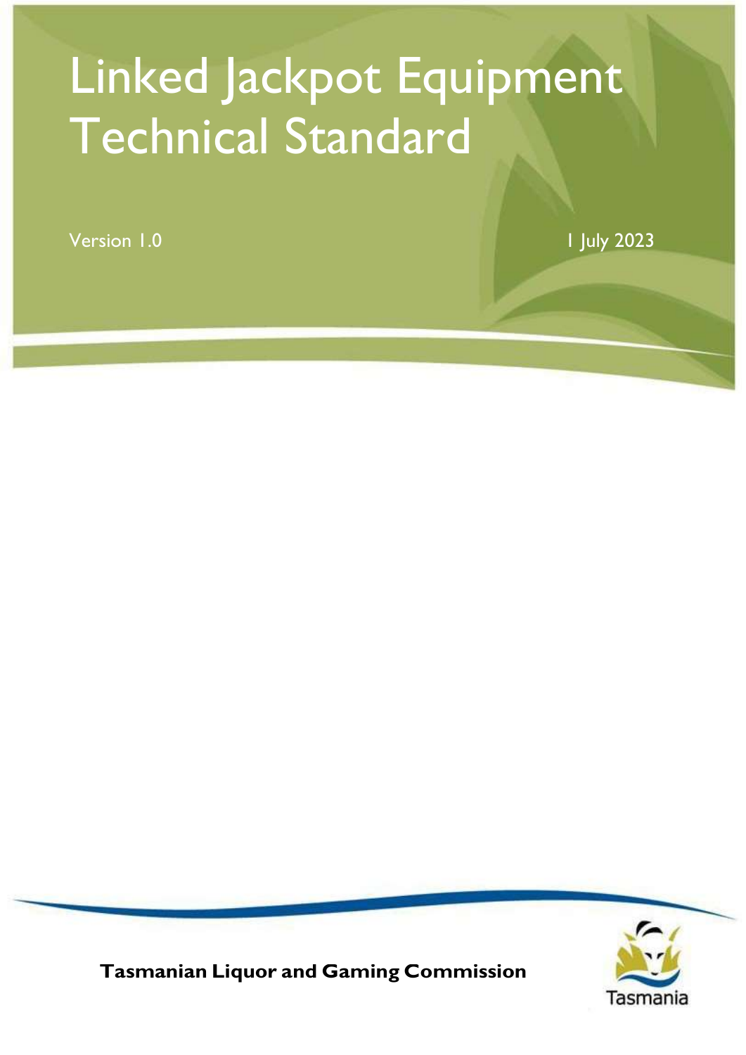# Linked Jackpot Equipment Technical Standard

Version 1.0

1 July 2023

**Tasmanian Liquor and Gaming Commission**

Tasmania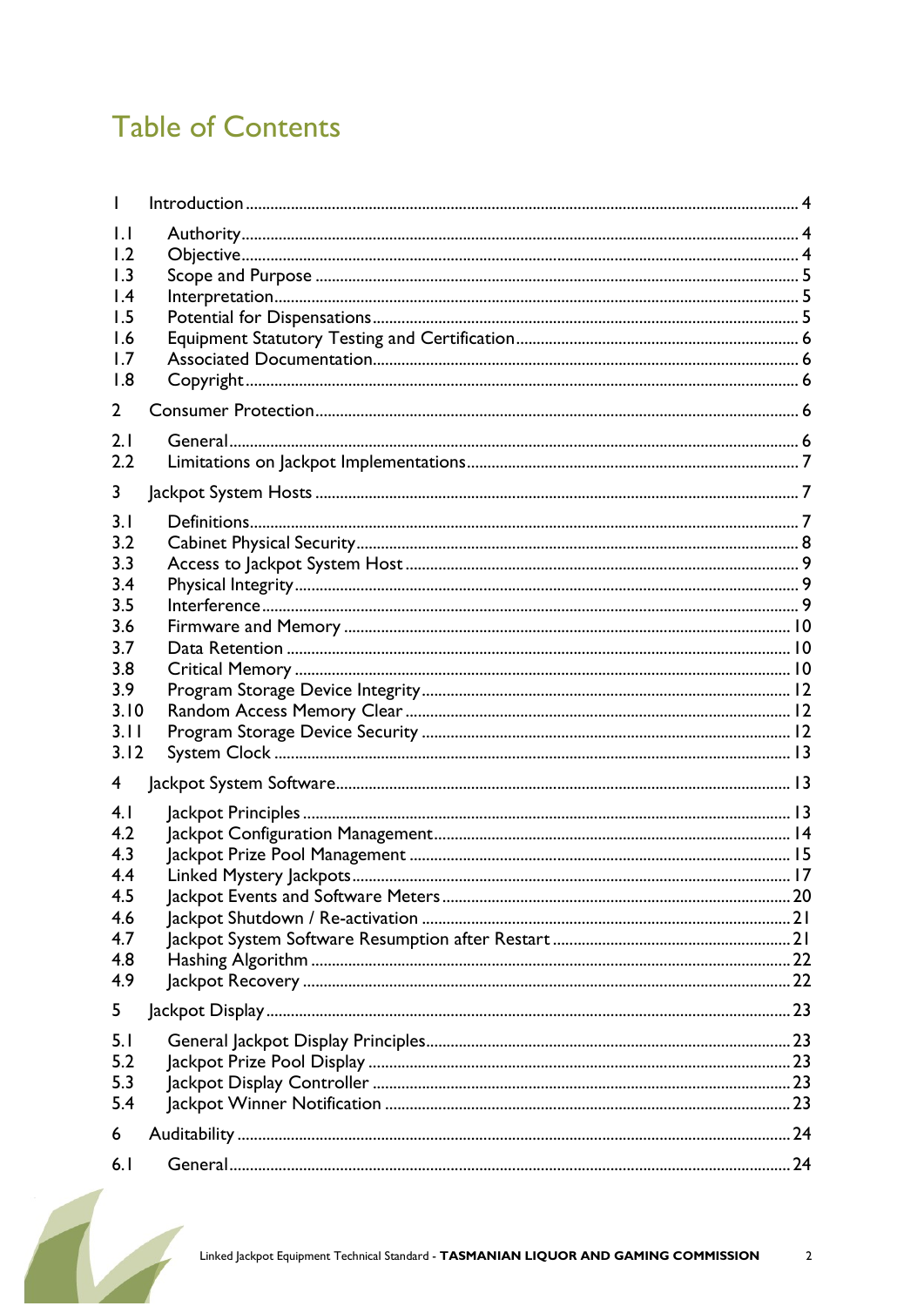# Table of Contents

| | | |
|---|---|---|
| 1 | Introduction | 4 |
| 1.1 | Authority | 4 |
| 1.2 | Objective | 4 |
| 1.3 | Scope and Purpose | 5 |
| 1.4 | Interpretation | 5 |
| 1.5 | Potential for Dispensations | 5 |
| 1.6 | Equipment Statutory Testing and Certification | 6 |
| 1.7 | Associated Documentation | 6 |
| 1.8 | Copyright | 6 |
| 2 | Consumer Protection | 6 |
| 2.1 | General | 6 |
| 2.2 | Limitations on Jackpot Implementations | 7 |
| 3 | Jackpot System Hosts | 7 |
| 3.1 | Definitions | 7 |
| 3.2 | Cabinet Physical Security | 8 |
| 3.3 | Access to Jackpot System Host | 9 |
| 3.4 | Physical Integrity | 9 |
| 3.5 | Interference | 9 |
| 3.6 | Firmware and Memory | 10 |
| 3.7 | Data Retention | 10 |
| 3.8 | Critical Memory | 10 |
| 3.9 | Program Storage Device Integrity | 12 |
| 3.10 | Random Access Memory Clear | 12 |
| 3.11 | Program Storage Device Security | 12 |
| 3.12 | System Clock | 13 |
| 4 | Jackpot System Software | 13 |
| 4.1 | Jackpot Principles | 13 |
| 4.2 | Jackpot Configuration Management | 14 |
| 4.3 | Jackpot Prize Pool Management | 15 |
| 4.4 | Linked Mystery Jackpots | 17 |
| 4.5 | Jackpot Events and Software Meters | 20 |
| 4.6 | Jackpot Shutdown / Re-activation | 21 |
| 4.7 | Jackpot System Software Resumption after Restart | 21 |
| 4.8 | Hashing Algorithm | 22 |
| 4.9 | Jackpot Recovery | 22 |
| 5 | Jackpot Display | 23 |
| 5.1 | General Jackpot Display Principles | 23 |
| 5.2 | Jackpot Prize Pool Display | 23 |
| 5.3 | Jackpot Display Controller | 23 |
| 5.4 | Jackpot Winner Notification | 23 |
| 6 | Auditability | 24 |
| 6.1 | General | 24 |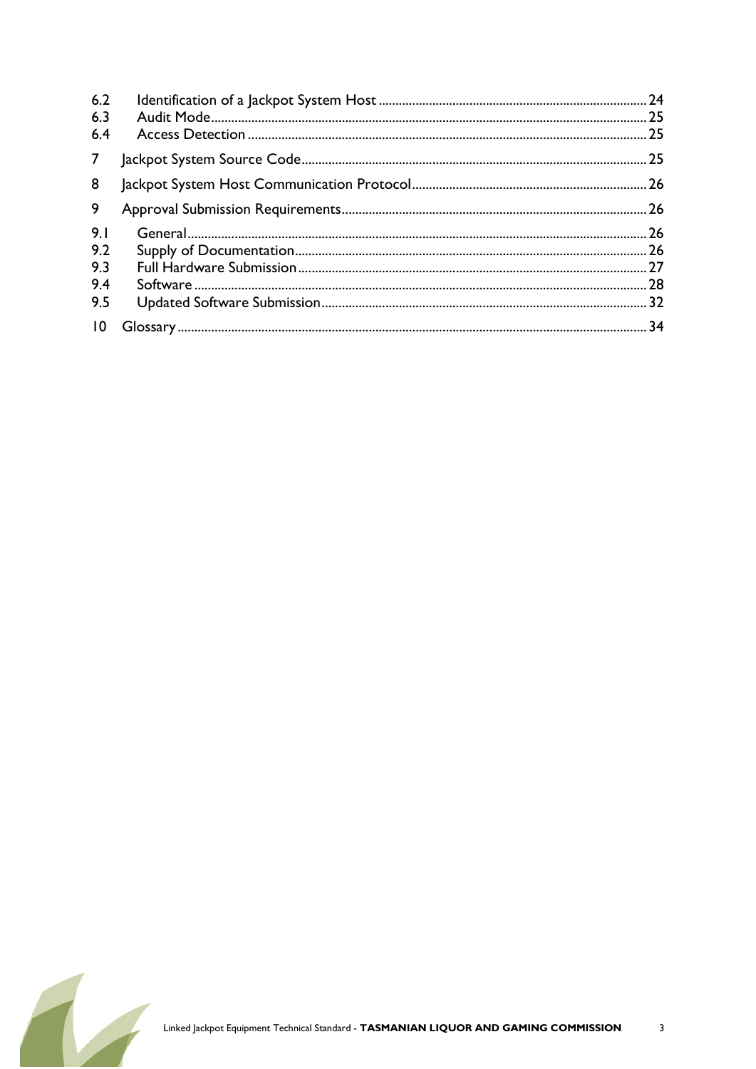| | | |
|---|---|---|
| 6.2 | Identification of a Jackpot System Host | 24 |
| 6.3 | Audit Mode | 25 |
| 6.4 | Access Detection | 25 |
| 7 | Jackpot System Source Code | 25 |
| 8 | Jackpot System Host Communication Protocol | 26 |
| 9 | Approval Submission Requirements | 26 |
| 9.1 | General | 26 |
| 9.2 | Supply of Documentation | 26 |
| 9.3 | Full Hardware Submission | 27 |
| 9.4 | Software | 28 |
| 9.5 | Updated Software Submission | 32 |
| 10 | Glossary | 34 |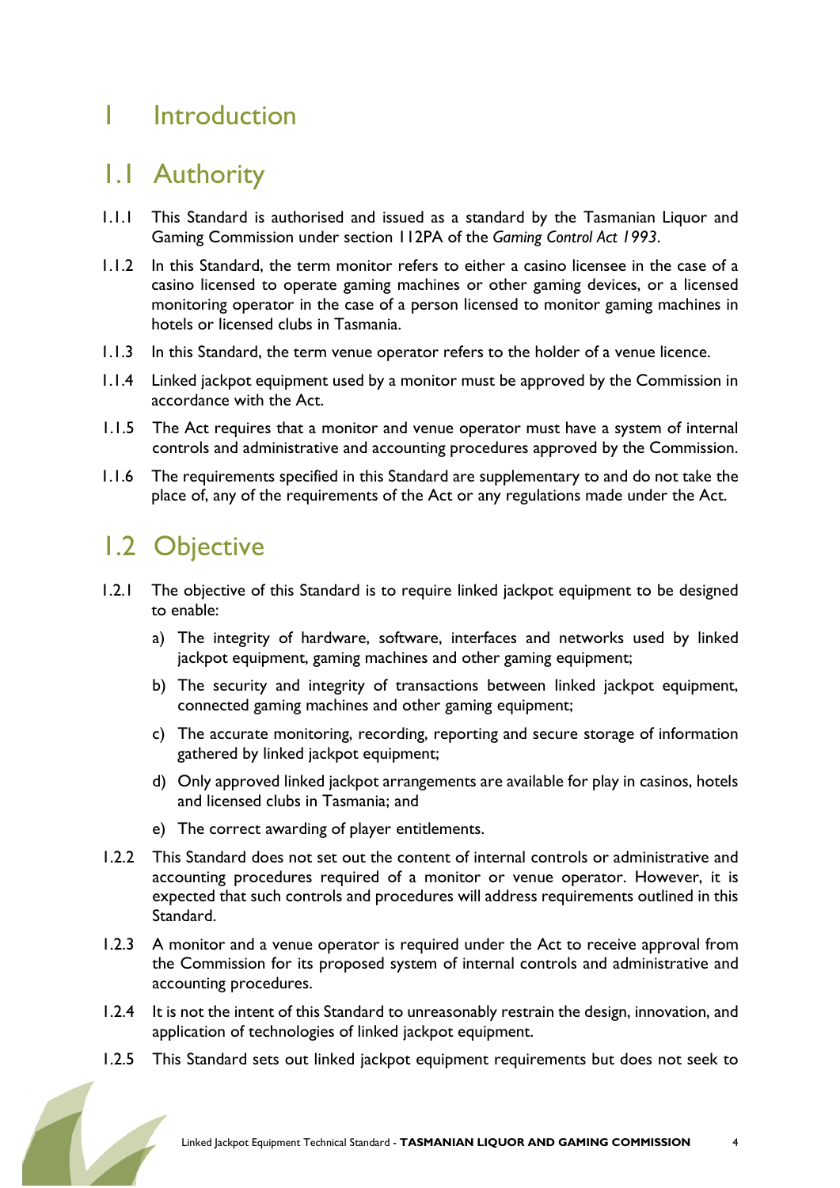# 1 Introduction

## 1.1 Authority

1.1.1 This Standard is authorised and issued as a standard by the Tasmanian Liquor and Gaming Commission under section 112PA of the *Gaming Control Act 1993*.

1.1.2 In this Standard, the term monitor refers to either a casino licensee in the case of a casino licensed to operate gaming machines or other gaming devices, or a licensed monitoring operator in the case of a person licensed to monitor gaming machines in hotels or licensed clubs in Tasmania.

1.1.3 In this Standard, the term venue operator refers to the holder of a venue licence.

1.1.4 Linked jackpot equipment used by a monitor must be approved by the Commission in accordance with the Act.

1.1.5 The Act requires that a monitor and venue operator must have a system of internal controls and administrative and accounting procedures approved by the Commission.

1.1.6 The requirements specified in this Standard are supplementary to and do not take the place of, any of the requirements of the Act or any regulations made under the Act.

## 1.2 Objective

1.2.1 The objective of this Standard is to require linked jackpot equipment to be designed to enable:

a) The integrity of hardware, software, interfaces and networks used by linked jackpot equipment, gaming machines and other gaming equipment;

b) The security and integrity of transactions between linked jackpot equipment, connected gaming machines and other gaming equipment;

c) The accurate monitoring, recording, reporting and secure storage of information gathered by linked jackpot equipment;

d) Only approved linked jackpot arrangements are available for play in casinos, hotels and licensed clubs in Tasmania; and

e) The correct awarding of player entitlements.

1.2.2 This Standard does not set out the content of internal controls or administrative and accounting procedures required of a monitor or venue operator. However, it is expected that such controls and procedures will address requirements outlined in this Standard.

1.2.3 A monitor and a venue operator is required under the Act to receive approval from the Commission for its proposed system of internal controls and administrative and accounting procedures.

1.2.4 It is not the intent of this Standard to unreasonably restrain the design, innovation, and application of technologies of linked jackpot equipment.

1.2.5 This Standard sets out linked jackpot equipment requirements but does not seek to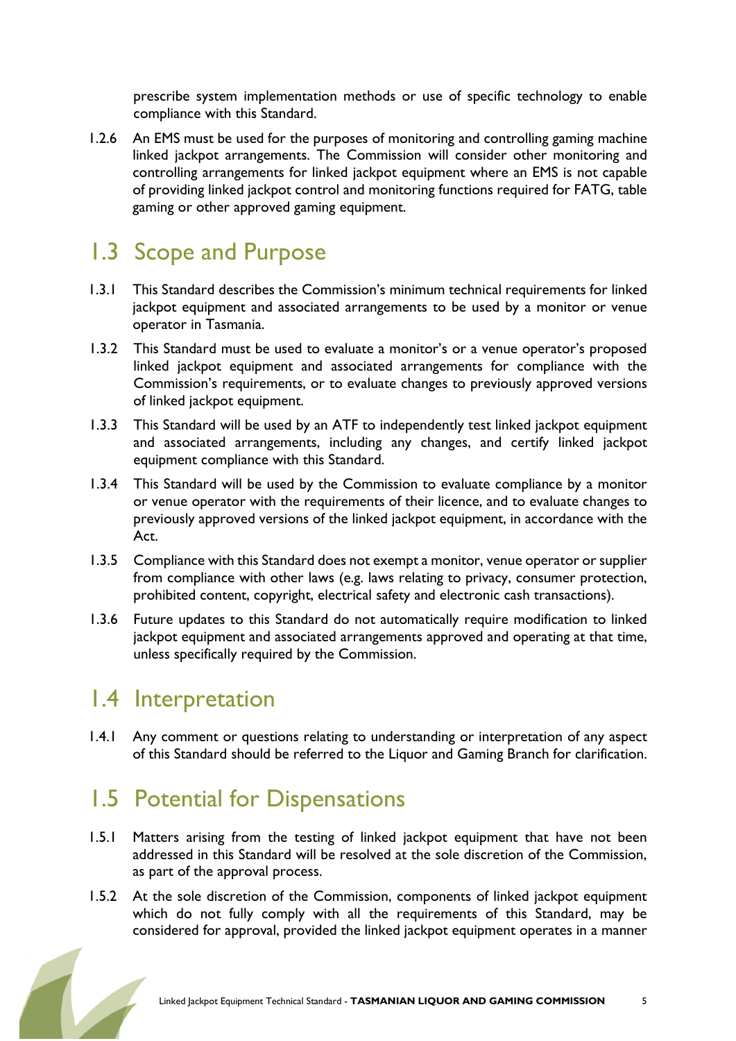prescribe system implementation methods or use of specific technology to enable compliance with this Standard.

1.2.6 An EMS must be used for the purposes of monitoring and controlling gaming machine linked jackpot arrangements. The Commission will consider other monitoring and controlling arrangements for linked jackpot equipment where an EMS is not capable of providing linked jackpot control and monitoring functions required for FATG, table gaming or other approved gaming equipment.

## 1.3 Scope and Purpose

1.3.1 This Standard describes the Commission's minimum technical requirements for linked jackpot equipment and associated arrangements to be used by a monitor or venue operator in Tasmania.

1.3.2 This Standard must be used to evaluate a monitor's or a venue operator's proposed linked jackpot equipment and associated arrangements for compliance with the Commission's requirements, or to evaluate changes to previously approved versions of linked jackpot equipment.

1.3.3 This Standard will be used by an ATF to independently test linked jackpot equipment and associated arrangements, including any changes, and certify linked jackpot equipment compliance with this Standard.

1.3.4 This Standard will be used by the Commission to evaluate compliance by a monitor or venue operator with the requirements of their licence, and to evaluate changes to previously approved versions of the linked jackpot equipment, in accordance with the Act.

1.3.5 Compliance with this Standard does not exempt a monitor, venue operator or supplier from compliance with other laws (e.g. laws relating to privacy, consumer protection, prohibited content, copyright, electrical safety and electronic cash transactions).

1.3.6 Future updates to this Standard do not automatically require modification to linked jackpot equipment and associated arrangements approved and operating at that time, unless specifically required by the Commission.

## 1.4 Interpretation

1.4.1 Any comment or questions relating to understanding or interpretation of any aspect of this Standard should be referred to the Liquor and Gaming Branch for clarification.

## 1.5 Potential for Dispensations

1.5.1 Matters arising from the testing of linked jackpot equipment that have not been addressed in this Standard will be resolved at the sole discretion of the Commission, as part of the approval process.

1.5.2 At the sole discretion of the Commission, components of linked jackpot equipment which do not fully comply with all the requirements of this Standard, may be considered for approval, provided the linked jackpot equipment operates in a manner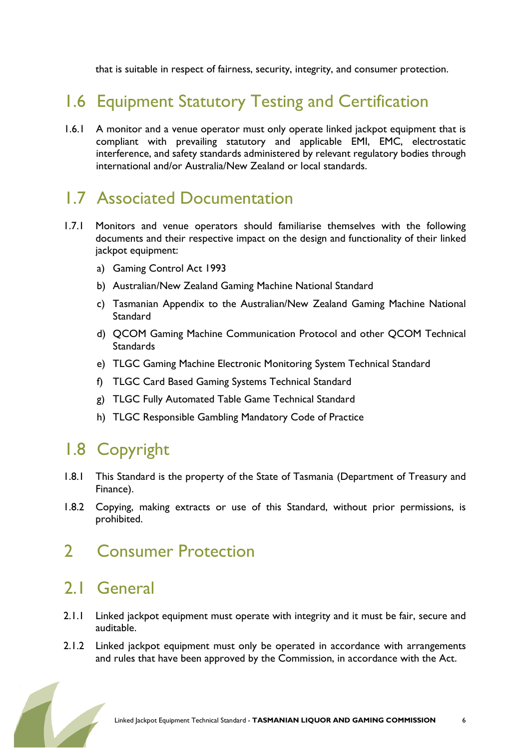that is suitable in respect of fairness, security, integrity, and consumer protection.

## 1.6 Equipment Statutory Testing and Certification

1.6.1 A monitor and a venue operator must only operate linked jackpot equipment that is compliant with prevailing statutory and applicable EMI, EMC, electrostatic interference, and safety standards administered by relevant regulatory bodies through international and/or Australia/New Zealand or local standards.

## 1.7 Associated Documentation

1.7.1 Monitors and venue operators should familiarise themselves with the following documents and their respective impact on the design and functionality of their linked jackpot equipment:

a) Gaming Control Act 1993

b) Australian/New Zealand Gaming Machine National Standard

c) Tasmanian Appendix to the Australian/New Zealand Gaming Machine National Standard

d) QCOM Gaming Machine Communication Protocol and other QCOM Technical Standards

e) TLGC Gaming Machine Electronic Monitoring System Technical Standard

f) TLGC Card Based Gaming Systems Technical Standard

g) TLGC Fully Automated Table Game Technical Standard

h) TLGC Responsible Gambling Mandatory Code of Practice

## 1.8 Copyright

1.8.1 This Standard is the property of the State of Tasmania (Department of Treasury and Finance).

1.8.2 Copying, making extracts or use of this Standard, without prior permissions, is prohibited.

# 2 Consumer Protection

## 2.1 General

2.1.1 Linked jackpot equipment must operate with integrity and it must be fair, secure and auditable.

2.1.2 Linked jackpot equipment must only be operated in accordance with arrangements and rules that have been approved by the Commission, in accordance with the Act.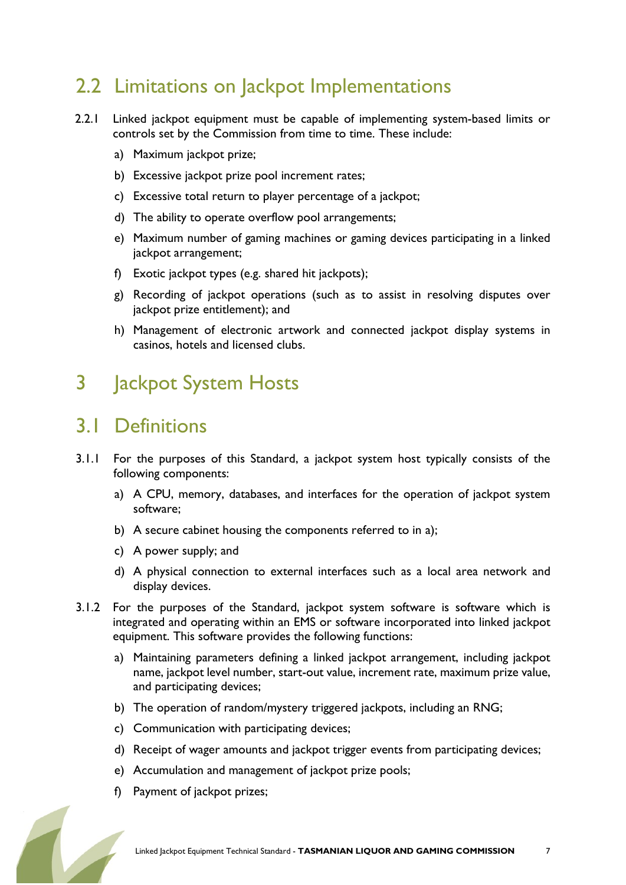## 2.2 Limitations on Jackpot Implementations

2.2.1 Linked jackpot equipment must be capable of implementing system-based limits or controls set by the Commission from time to time. These include:

a) Maximum jackpot prize;

b) Excessive jackpot prize pool increment rates;

c) Excessive total return to player percentage of a jackpot;

d) The ability to operate overflow pool arrangements;

e) Maximum number of gaming machines or gaming devices participating in a linked jackpot arrangement;

f) Exotic jackpot types (e.g. shared hit jackpots);

g) Recording of jackpot operations (such as to assist in resolving disputes over jackpot prize entitlement); and

h) Management of electronic artwork and connected jackpot display systems in casinos, hotels and licensed clubs.

# 3 Jackpot System Hosts

## 3.1 Definitions

3.1.1 For the purposes of this Standard, a jackpot system host typically consists of the following components:

a) A CPU, memory, databases, and interfaces for the operation of jackpot system software;

b) A secure cabinet housing the components referred to in a);

c) A power supply; and

d) A physical connection to external interfaces such as a local area network and display devices.

3.1.2 For the purposes of the Standard, jackpot system software is software which is integrated and operating within an EMS or software incorporated into linked jackpot equipment. This software provides the following functions:

a) Maintaining parameters defining a linked jackpot arrangement, including jackpot name, jackpot level number, start-out value, increment rate, maximum prize value, and participating devices;

b) The operation of random/mystery triggered jackpots, including an RNG;

c) Communication with participating devices;

d) Receipt of wager amounts and jackpot trigger events from participating devices;

e) Accumulation and management of jackpot prize pools;

f) Payment of jackpot prizes;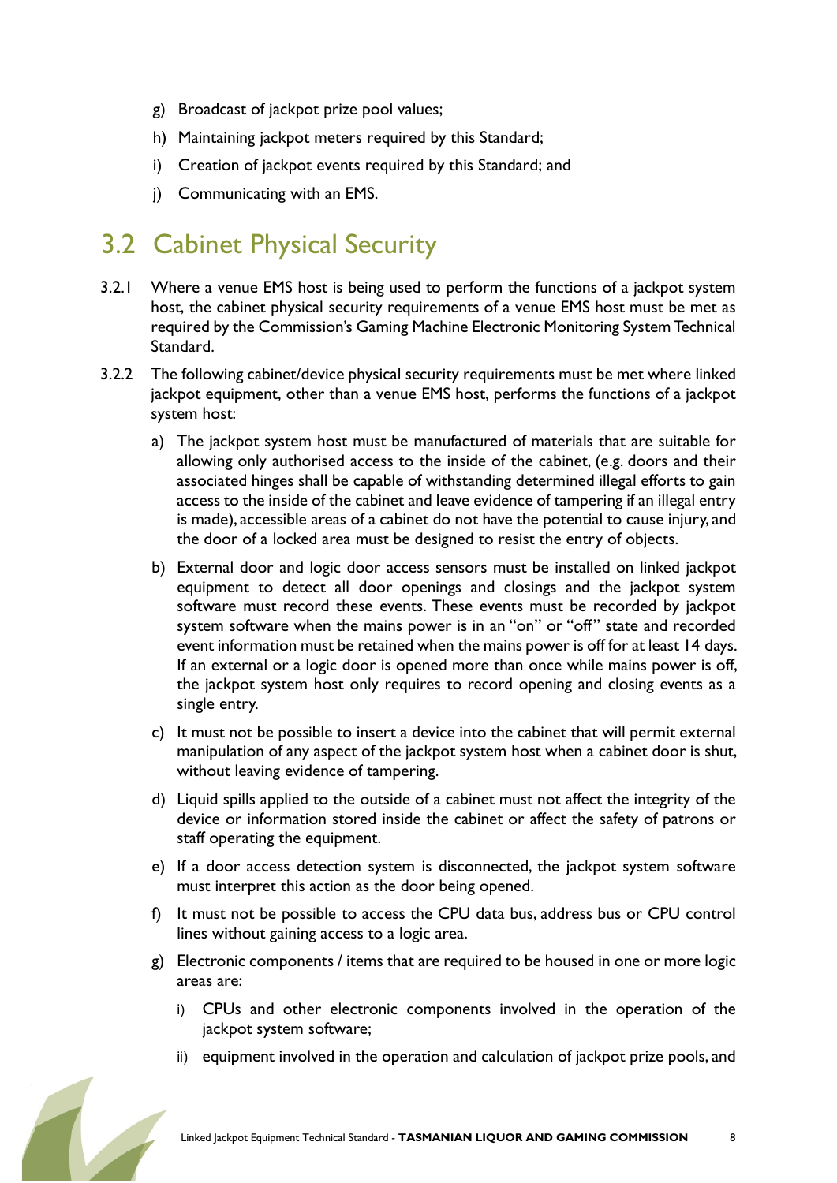g) Broadcast of jackpot prize pool values;

h) Maintaining jackpot meters required by this Standard;

i) Creation of jackpot events required by this Standard; and

j) Communicating with an EMS.

## 3.2 Cabinet Physical Security

3.2.1 Where a venue EMS host is being used to perform the functions of a jackpot system host, the cabinet physical security requirements of a venue EMS host must be met as required by the Commission's Gaming Machine Electronic Monitoring System Technical Standard.

3.2.2 The following cabinet/device physical security requirements must be met where linked jackpot equipment, other than a venue EMS host, performs the functions of a jackpot system host:

a) The jackpot system host must be manufactured of materials that are suitable for allowing only authorised access to the inside of the cabinet, (e.g. doors and their associated hinges shall be capable of withstanding determined illegal efforts to gain access to the inside of the cabinet and leave evidence of tampering if an illegal entry is made), accessible areas of a cabinet do not have the potential to cause injury, and the door of a locked area must be designed to resist the entry of objects.

b) External door and logic door access sensors must be installed on linked jackpot equipment to detect all door openings and closings and the jackpot system software must record these events. These events must be recorded by jackpot system software when the mains power is in an "on" or "off" state and recorded event information must be retained when the mains power is off for at least 14 days. If an external or a logic door is opened more than once while mains power is off, the jackpot system host only requires to record opening and closing events as a single entry.

c) It must not be possible to insert a device into the cabinet that will permit external manipulation of any aspect of the jackpot system host when a cabinet door is shut, without leaving evidence of tampering.

d) Liquid spills applied to the outside of a cabinet must not affect the integrity of the device or information stored inside the cabinet or affect the safety of patrons or staff operating the equipment.

e) If a door access detection system is disconnected, the jackpot system software must interpret this action as the door being opened.

f) It must not be possible to access the CPU data bus, address bus or CPU control lines without gaining access to a logic area.

g) Electronic components / items that are required to be housed in one or more logic areas are:

   i) CPUs and other electronic components involved in the operation of the jackpot system software;

   ii) equipment involved in the operation and calculation of jackpot prize pools, and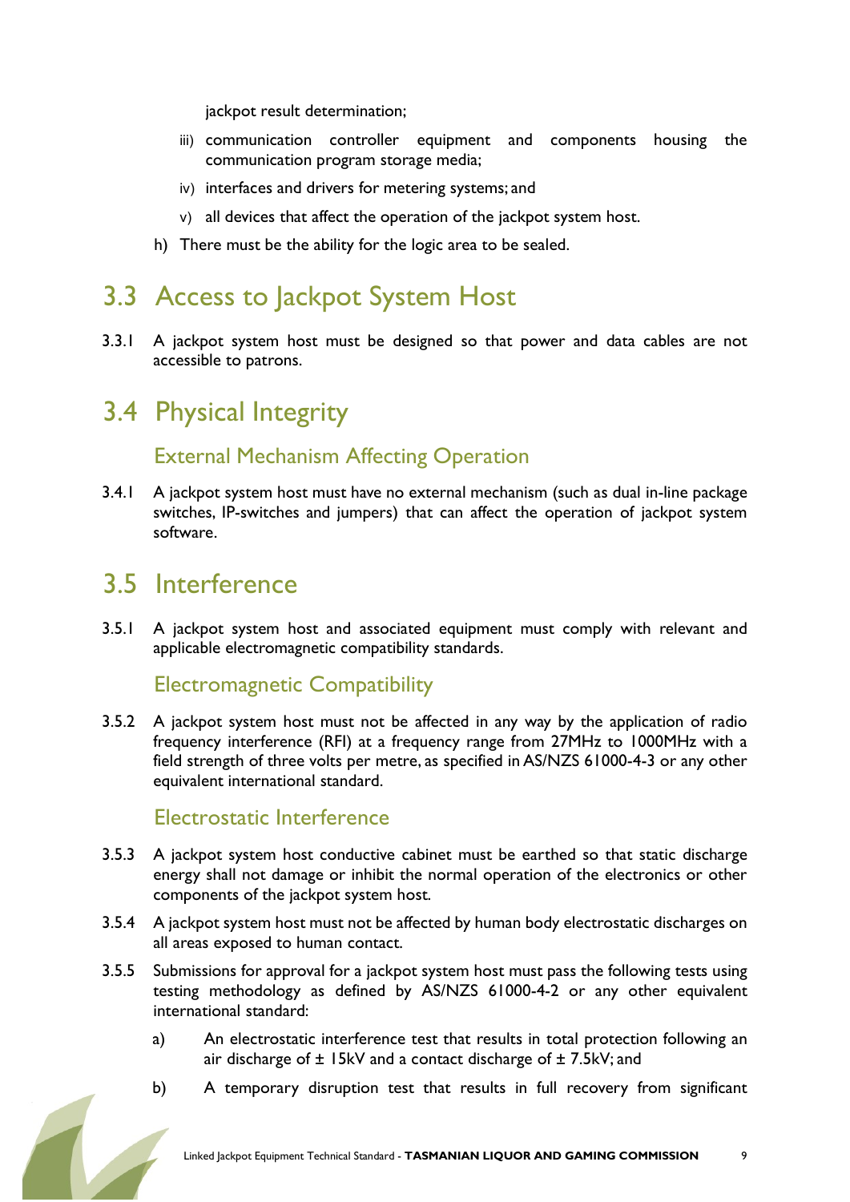jackpot result determination;

iii) communication controller equipment and components housing the communication program storage media;

iv) interfaces and drivers for metering systems; and

v) all devices that affect the operation of the jackpot system host.

h) There must be the ability for the logic area to be sealed.

## 3.3 Access to Jackpot System Host

3.3.1 A jackpot system host must be designed so that power and data cables are not accessible to patrons.

## 3.4 Physical Integrity

### External Mechanism Affecting Operation

3.4.1 A jackpot system host must have no external mechanism (such as dual in-line package switches, IP-switches and jumpers) that can affect the operation of jackpot system software.

## 3.5 Interference

3.5.1 A jackpot system host and associated equipment must comply with relevant and applicable electromagnetic compatibility standards.

### Electromagnetic Compatibility

3.5.2 A jackpot system host must not be affected in any way by the application of radio frequency interference (RFI) at a frequency range from 27MHz to 1000MHz with a field strength of three volts per metre, as specified in AS/NZS 61000-4-3 or any other equivalent international standard.

### Electrostatic Interference

3.5.3 A jackpot system host conductive cabinet must be earthed so that static discharge energy shall not damage or inhibit the normal operation of the electronics or other components of the jackpot system host.

3.5.4 A jackpot system host must not be affected by human body electrostatic discharges on all areas exposed to human contact.

3.5.5 Submissions for approval for a jackpot system host must pass the following tests using testing methodology as defined by AS/NZS 61000-4-2 or any other equivalent international standard:

a) An electrostatic interference test that results in total protection following an air discharge of ± 15kV and a contact discharge of ± 7.5kV; and

b) A temporary disruption test that results in full recovery from significant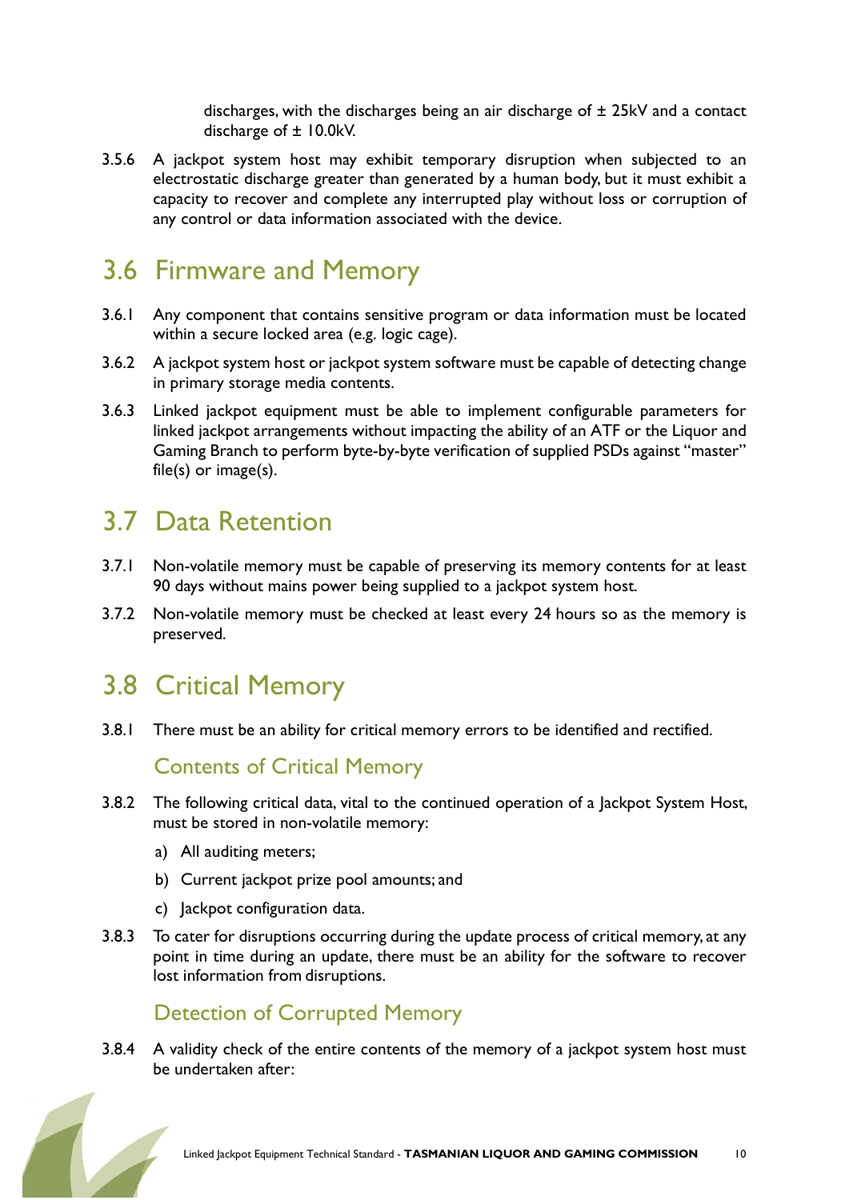discharges, with the discharges being an air discharge of ± 25kV and a contact discharge of ± 10.0kV.

3.5.6 A jackpot system host may exhibit temporary disruption when subjected to an electrostatic discharge greater than generated by a human body, but it must exhibit a capacity to recover and complete any interrupted play without loss or corruption of any control or data information associated with the device.

## 3.6 Firmware and Memory

3.6.1 Any component that contains sensitive program or data information must be located within a secure locked area (e.g. logic cage).

3.6.2 A jackpot system host or jackpot system software must be capable of detecting change in primary storage media contents.

3.6.3 Linked jackpot equipment must be able to implement configurable parameters for linked jackpot arrangements without impacting the ability of an ATF or the Liquor and Gaming Branch to perform byte-by-byte verification of supplied PSDs against "master" file(s) or image(s).

## 3.7 Data Retention

3.7.1 Non-volatile memory must be capable of preserving its memory contents for at least 90 days without mains power being supplied to a jackpot system host.

3.7.2 Non-volatile memory must be checked at least every 24 hours so as the memory is preserved.

## 3.8 Critical Memory

3.8.1 There must be an ability for critical memory errors to be identified and rectified.

### Contents of Critical Memory

3.8.2 The following critical data, vital to the continued operation of a Jackpot System Host, must be stored in non-volatile memory:

a) All auditing meters;

b) Current jackpot prize pool amounts; and

c) Jackpot configuration data.

3.8.3 To cater for disruptions occurring during the update process of critical memory, at any point in time during an update, there must be an ability for the software to recover lost information from disruptions.

### Detection of Corrupted Memory

3.8.4 A validity check of the entire contents of the memory of a jackpot system host must be undertaken after: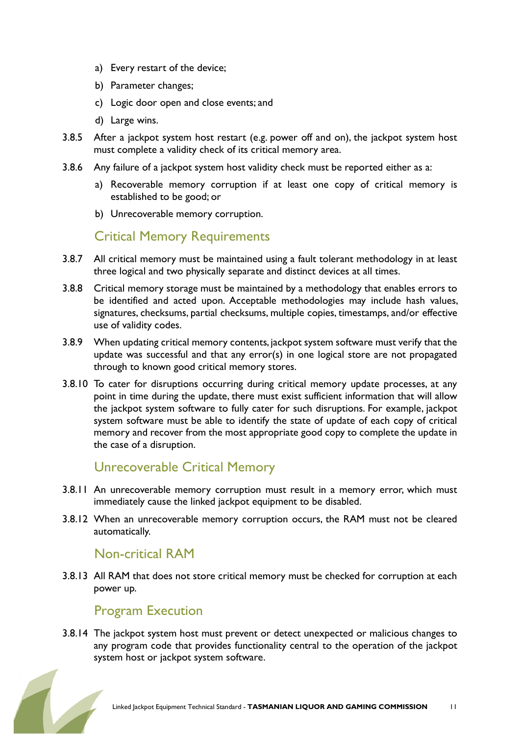a) Every restart of the device;
b) Parameter changes;
c) Logic door open and close events; and
d) Large wins.

3.8.5 After a jackpot system host restart (e.g. power off and on), the jackpot system host must complete a validity check of its critical memory area.

3.8.6 Any failure of a jackpot system host validity check must be reported either as a:

a) Recoverable memory corruption if at least one copy of critical memory is established to be good; or
b) Unrecoverable memory corruption.

## Critical Memory Requirements

3.8.7 All critical memory must be maintained using a fault tolerant methodology in at least three logical and two physically separate and distinct devices at all times.

3.8.8 Critical memory storage must be maintained by a methodology that enables errors to be identified and acted upon. Acceptable methodologies may include hash values, signatures, checksums, partial checksums, multiple copies, timestamps, and/or effective use of validity codes.

3.8.9 When updating critical memory contents, jackpot system software must verify that the update was successful and that any error(s) in one logical store are not propagated through to known good critical memory stores.

3.8.10 To cater for disruptions occurring during critical memory update processes, at any point in time during the update, there must exist sufficient information that will allow the jackpot system software to fully cater for such disruptions. For example, jackpot system software must be able to identify the state of update of each copy of critical memory and recover from the most appropriate good copy to complete the update in the case of a disruption.

## Unrecoverable Critical Memory

3.8.11 An unrecoverable memory corruption must result in a memory error, which must immediately cause the linked jackpot equipment to be disabled.

3.8.12 When an unrecoverable memory corruption occurs, the RAM must not be cleared automatically.

## Non-critical RAM

3.8.13 All RAM that does not store critical memory must be checked for corruption at each power up.

## Program Execution

3.8.14 The jackpot system host must prevent or detect unexpected or malicious changes to any program code that provides functionality central to the operation of the jackpot system host or jackpot system software.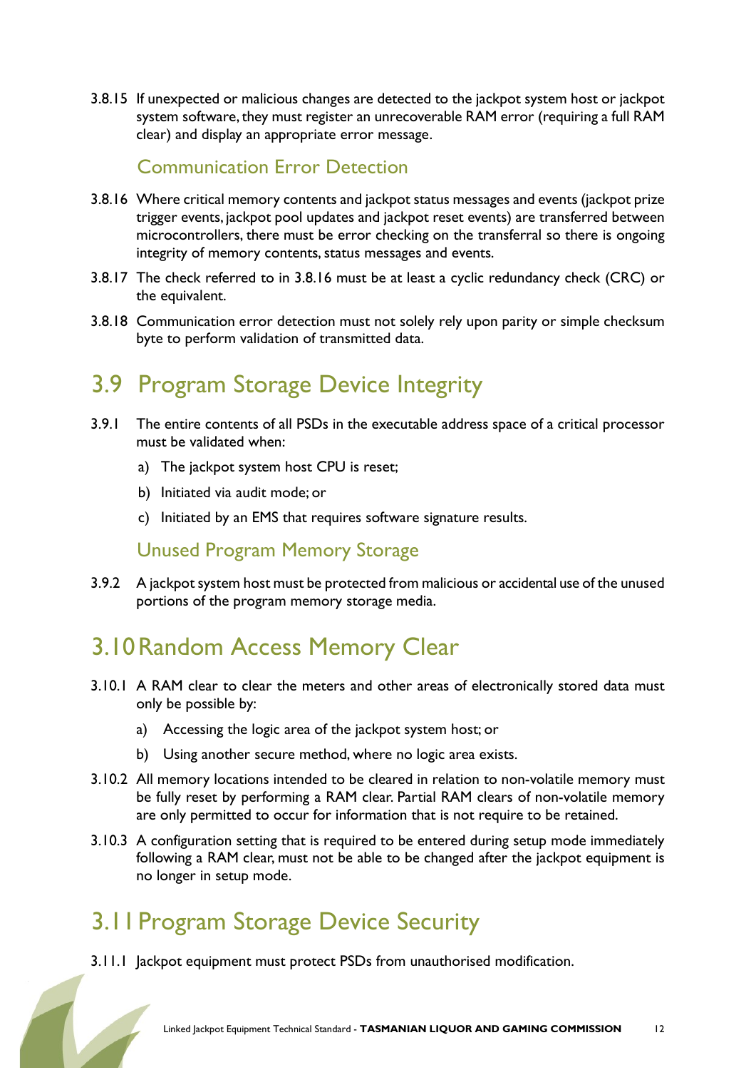3.8.15 If unexpected or malicious changes are detected to the jackpot system host or jackpot system software, they must register an unrecoverable RAM error (requiring a full RAM clear) and display an appropriate error message.

### Communication Error Detection

3.8.16 Where critical memory contents and jackpot status messages and events (jackpot prize trigger events, jackpot pool updates and jackpot reset events) are transferred between microcontrollers, there must be error checking on the transferral so there is ongoing integrity of memory contents, status messages and events.

3.8.17 The check referred to in 3.8.16 must be at least a cyclic redundancy check (CRC) or the equivalent.

3.8.18 Communication error detection must not solely rely upon parity or simple checksum byte to perform validation of transmitted data.

## 3.9 Program Storage Device Integrity

3.9.1 The entire contents of all PSDs in the executable address space of a critical processor must be validated when:

a) The jackpot system host CPU is reset;

b) Initiated via audit mode; or

c) Initiated by an EMS that requires software signature results.

### Unused Program Memory Storage

3.9.2 A jackpot system host must be protected from malicious or accidental use of the unused portions of the program memory storage media.

## 3.10 Random Access Memory Clear

3.10.1 A RAM clear to clear the meters and other areas of electronically stored data must only be possible by:

a) Accessing the logic area of the jackpot system host; or

b) Using another secure method, where no logic area exists.

3.10.2 All memory locations intended to be cleared in relation to non-volatile memory must be fully reset by performing a RAM clear. Partial RAM clears of non-volatile memory are only permitted to occur for information that is not require to be retained.

3.10.3 A configuration setting that is required to be entered during setup mode immediately following a RAM clear, must not be able to be changed after the jackpot equipment is no longer in setup mode.

## 3.11 Program Storage Device Security

3.11.1 Jackpot equipment must protect PSDs from unauthorised modification.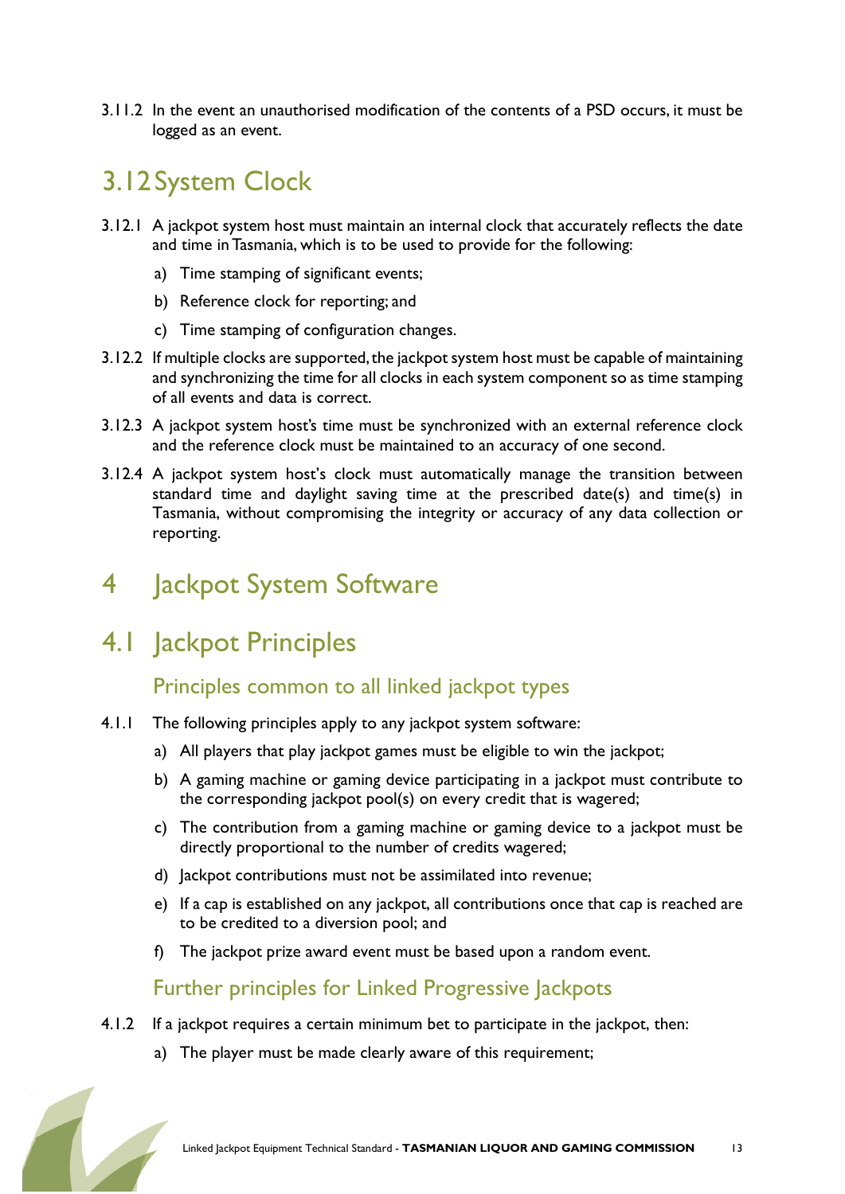3.11.2 In the event an unauthorised modification of the contents of a PSD occurs, it must be logged as an event.

## 3.12 System Clock

3.12.1 A jackpot system host must maintain an internal clock that accurately reflects the date and time in Tasmania, which is to be used to provide for the following:

a) Time stamping of significant events;

b) Reference clock for reporting; and

c) Time stamping of configuration changes.

3.12.2 If multiple clocks are supported, the jackpot system host must be capable of maintaining and synchronizing the time for all clocks in each system component so as time stamping of all events and data is correct.

3.12.3 A jackpot system host's time must be synchronized with an external reference clock and the reference clock must be maintained to an accuracy of one second.

3.12.4 A jackpot system host's clock must automatically manage the transition between standard time and daylight saving time at the prescribed date(s) and time(s) in Tasmania, without compromising the integrity or accuracy of any data collection or reporting.

# 4 Jackpot System Software

## 4.1 Jackpot Principles

### Principles common to all linked jackpot types

4.1.1 The following principles apply to any jackpot system software:

a) All players that play jackpot games must be eligible to win the jackpot;

b) A gaming machine or gaming device participating in a jackpot must contribute to the corresponding jackpot pool(s) on every credit that is wagered;

c) The contribution from a gaming machine or gaming device to a jackpot must be directly proportional to the number of credits wagered;

d) Jackpot contributions must not be assimilated into revenue;

e) If a cap is established on any jackpot, all contributions once that cap is reached are to be credited to a diversion pool; and

f) The jackpot prize award event must be based upon a random event.

### Further principles for Linked Progressive Jackpots

4.1.2 If a jackpot requires a certain minimum bet to participate in the jackpot, then:

a) The player must be made clearly aware of this requirement;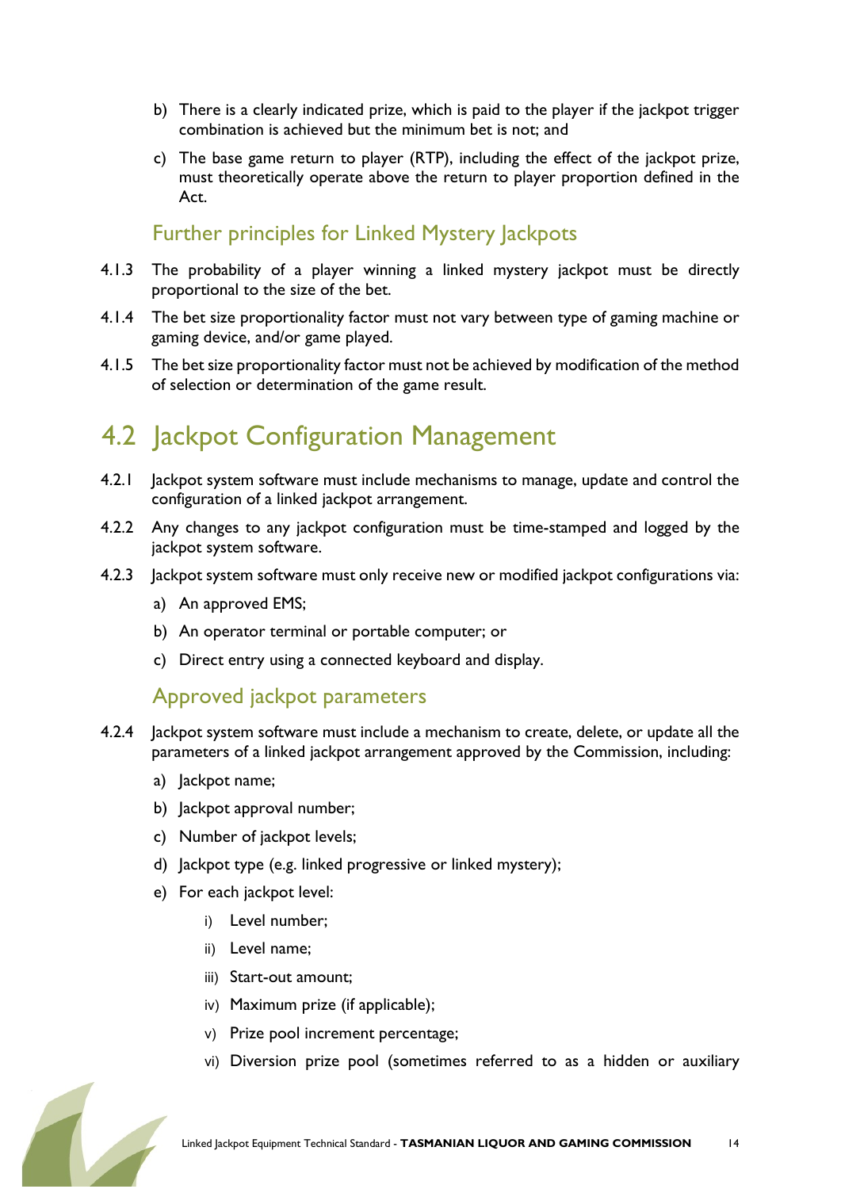b) There is a clearly indicated prize, which is paid to the player if the jackpot trigger combination is achieved but the minimum bet is not; and

c) The base game return to player (RTP), including the effect of the jackpot prize, must theoretically operate above the return to player proportion defined in the Act.

### Further principles for Linked Mystery Jackpots

4.1.3 The probability of a player winning a linked mystery jackpot must be directly proportional to the size of the bet.

4.1.4 The bet size proportionality factor must not vary between type of gaming machine or gaming device, and/or game played.

4.1.5 The bet size proportionality factor must not be achieved by modification of the method of selection or determination of the game result.

## 4.2 Jackpot Configuration Management

4.2.1 Jackpot system software must include mechanisms to manage, update and control the configuration of a linked jackpot arrangement.

4.2.2 Any changes to any jackpot configuration must be time-stamped and logged by the jackpot system software.

4.2.3 Jackpot system software must only receive new or modified jackpot configurations via:

a) An approved EMS;

b) An operator terminal or portable computer; or

c) Direct entry using a connected keyboard and display.

### Approved jackpot parameters

4.2.4 Jackpot system software must include a mechanism to create, delete, or update all the parameters of a linked jackpot arrangement approved by the Commission, including:

a) Jackpot name;

b) Jackpot approval number;

c) Number of jackpot levels;

d) Jackpot type (e.g. linked progressive or linked mystery);

e) For each jackpot level:

i) Level number;

ii) Level name;

iii) Start-out amount;

iv) Maximum prize (if applicable);

v) Prize pool increment percentage;

vi) Diversion prize pool (sometimes referred to as a hidden or auxiliary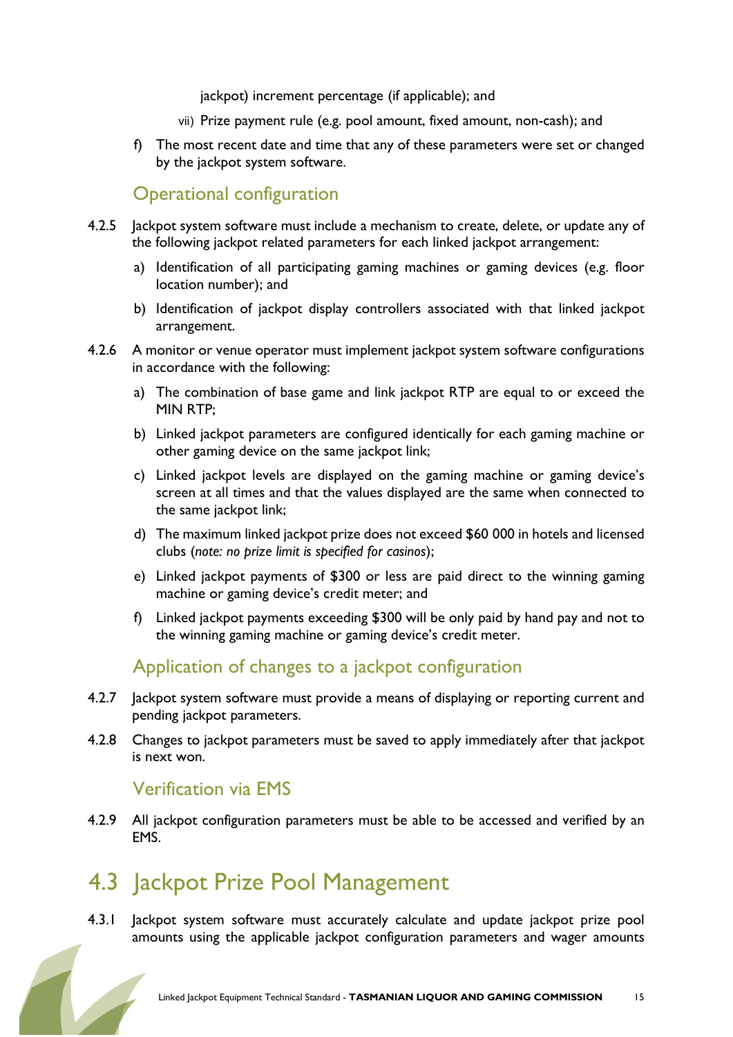jackpot) increment percentage (if applicable); and

vii) Prize payment rule (e.g. pool amount, fixed amount, non-cash); and

f) The most recent date and time that any of these parameters were set or changed by the jackpot system software.

### Operational configuration

4.2.5 Jackpot system software must include a mechanism to create, delete, or update any of the following jackpot related parameters for each linked jackpot arrangement:

a) Identification of all participating gaming machines or gaming devices (e.g. floor location number); and

b) Identification of jackpot display controllers associated with that linked jackpot arrangement.

4.2.6 A monitor or venue operator must implement jackpot system software configurations in accordance with the following:

a) The combination of base game and link jackpot RTP are equal to or exceed the MIN RTP;

b) Linked jackpot parameters are configured identically for each gaming machine or other gaming device on the same jackpot link;

c) Linked jackpot levels are displayed on the gaming machine or gaming device's screen at all times and that the values displayed are the same when connected to the same jackpot link;

d) The maximum linked jackpot prize does not exceed $60 000 in hotels and licensed clubs (*note: no prize limit is specified for casinos*);

e) Linked jackpot payments of $300 or less are paid direct to the winning gaming machine or gaming device's credit meter; and

f) Linked jackpot payments exceeding $300 will be only paid by hand pay and not to the winning gaming machine or gaming device's credit meter.

### Application of changes to a jackpot configuration

4.2.7 Jackpot system software must provide a means of displaying or reporting current and pending jackpot parameters.

4.2.8 Changes to jackpot parameters must be saved to apply immediately after that jackpot is next won.

### Verification via EMS

4.2.9 All jackpot configuration parameters must be able to be accessed and verified by an EMS.

## 4.3 Jackpot Prize Pool Management

4.3.1 Jackpot system software must accurately calculate and update jackpot prize pool amounts using the applicable jackpot configuration parameters and wager amounts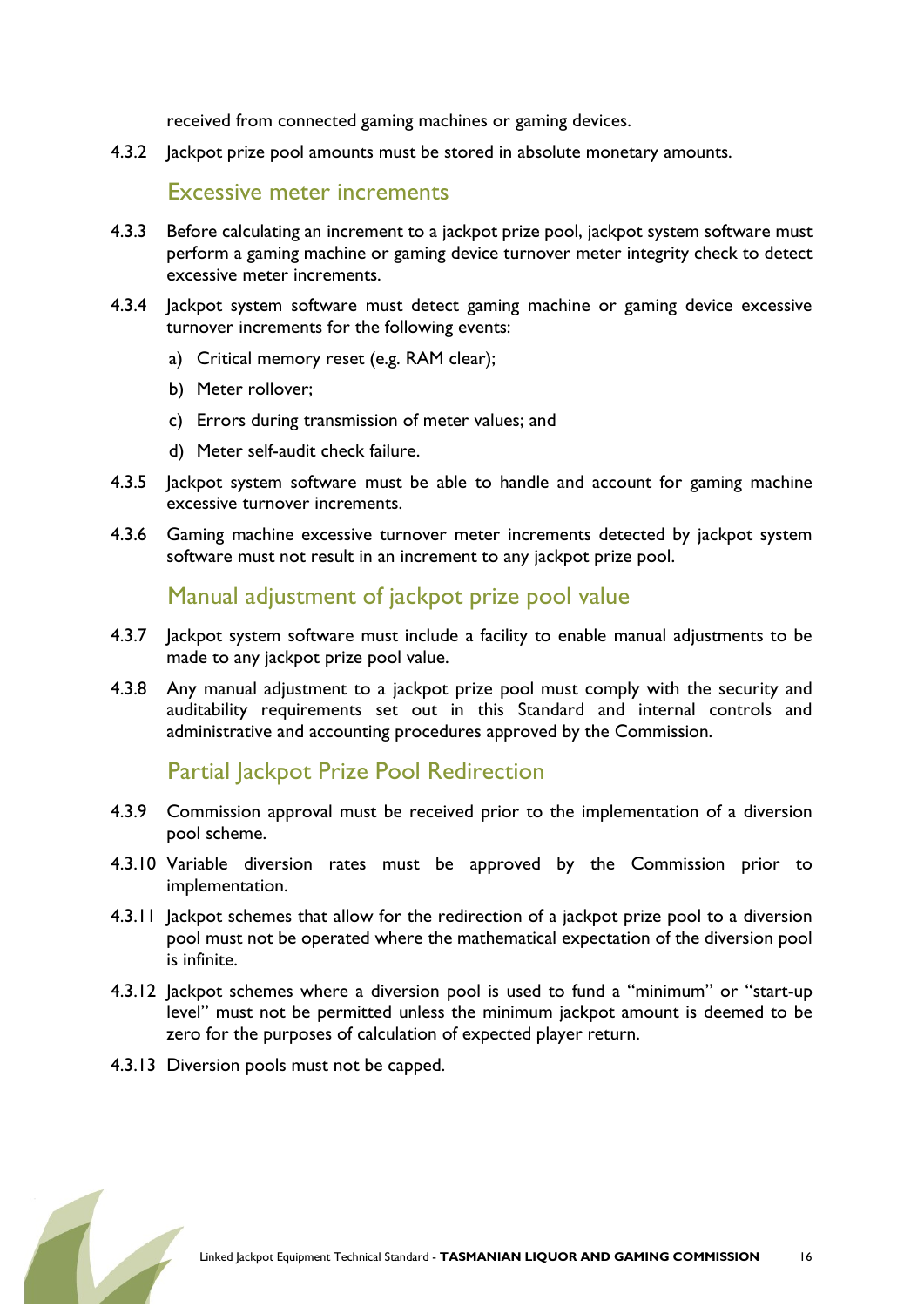received from connected gaming machines or gaming devices.

4.3.2 Jackpot prize pool amounts must be stored in absolute monetary amounts.

### Excessive meter increments

4.3.3 Before calculating an increment to a jackpot prize pool, jackpot system software must perform a gaming machine or gaming device turnover meter integrity check to detect excessive meter increments.

4.3.4 Jackpot system software must detect gaming machine or gaming device excessive turnover increments for the following events:

a) Critical memory reset (e.g. RAM clear);

b) Meter rollover;

c) Errors during transmission of meter values; and

d) Meter self-audit check failure.

4.3.5 Jackpot system software must be able to handle and account for gaming machine excessive turnover increments.

4.3.6 Gaming machine excessive turnover meter increments detected by jackpot system software must not result in an increment to any jackpot prize pool.

### Manual adjustment of jackpot prize pool value

4.3.7 Jackpot system software must include a facility to enable manual adjustments to be made to any jackpot prize pool value.

4.3.8 Any manual adjustment to a jackpot prize pool must comply with the security and auditability requirements set out in this Standard and internal controls and administrative and accounting procedures approved by the Commission.

### Partial Jackpot Prize Pool Redirection

4.3.9 Commission approval must be received prior to the implementation of a diversion pool scheme.

4.3.10 Variable diversion rates must be approved by the Commission prior to implementation.

4.3.11 Jackpot schemes that allow for the redirection of a jackpot prize pool to a diversion pool must not be operated where the mathematical expectation of the diversion pool is infinite.

4.3.12 Jackpot schemes where a diversion pool is used to fund a "minimum" or "start-up level" must not be permitted unless the minimum jackpot amount is deemed to be zero for the purposes of calculation of expected player return.

4.3.13 Diversion pools must not be capped.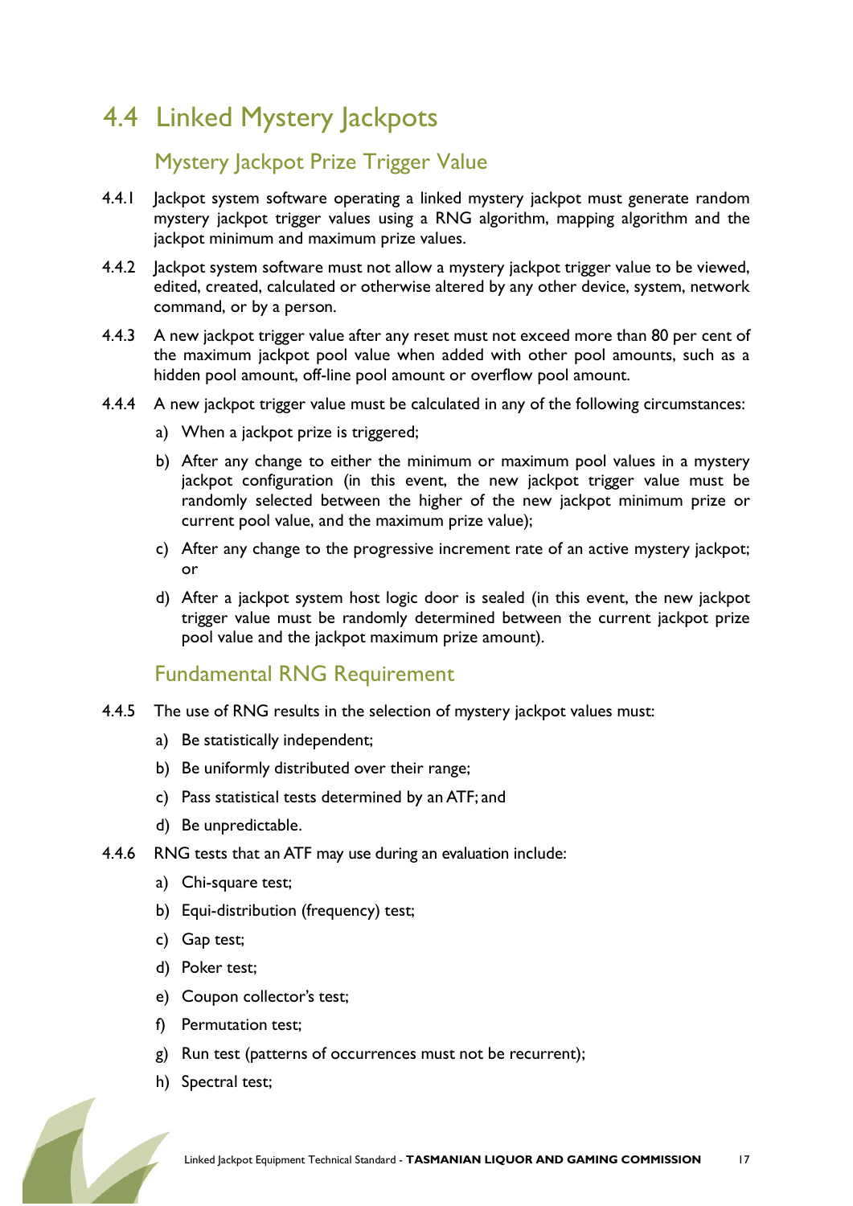## 4.4 Linked Mystery Jackpots

### Mystery Jackpot Prize Trigger Value

4.4.1 Jackpot system software operating a linked mystery jackpot must generate random mystery jackpot trigger values using a RNG algorithm, mapping algorithm and the jackpot minimum and maximum prize values.

4.4.2 Jackpot system software must not allow a mystery jackpot trigger value to be viewed, edited, created, calculated or otherwise altered by any other device, system, network command, or by a person.

4.4.3 A new jackpot trigger value after any reset must not exceed more than 80 per cent of the maximum jackpot pool value when added with other pool amounts, such as a hidden pool amount, off-line pool amount or overflow pool amount.

4.4.4 A new jackpot trigger value must be calculated in any of the following circumstances:

a) When a jackpot prize is triggered;

b) After any change to either the minimum or maximum pool values in a mystery jackpot configuration (in this event, the new jackpot trigger value must be randomly selected between the higher of the new jackpot minimum prize or current pool value, and the maximum prize value);

c) After any change to the progressive increment rate of an active mystery jackpot; or

d) After a jackpot system host logic door is sealed (in this event, the new jackpot trigger value must be randomly determined between the current jackpot prize pool value and the jackpot maximum prize amount).

### Fundamental RNG Requirement

4.4.5 The use of RNG results in the selection of mystery jackpot values must:

a) Be statistically independent;

b) Be uniformly distributed over their range;

c) Pass statistical tests determined by an ATF; and

d) Be unpredictable.

4.4.6 RNG tests that an ATF may use during an evaluation include:

a) Chi-square test;

b) Equi-distribution (frequency) test;

c) Gap test;

d) Poker test;

e) Coupon collector's test;

f) Permutation test;

g) Run test (patterns of occurrences must not be recurrent);

h) Spectral test;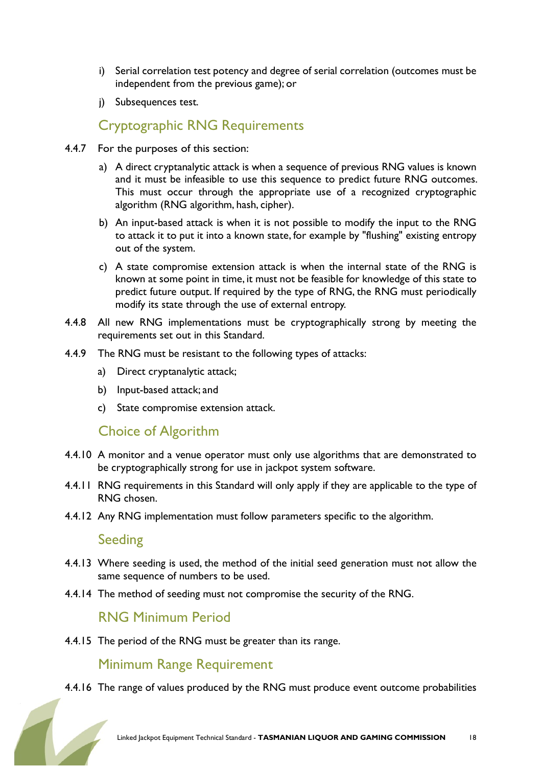i) Serial correlation test potency and degree of serial correlation (outcomes must be independent from the previous game); or

j) Subsequences test.

## Cryptographic RNG Requirements

4.4.7 For the purposes of this section:

a) A direct cryptanalytic attack is when a sequence of previous RNG values is known and it must be infeasible to use this sequence to predict future RNG outcomes. This must occur through the appropriate use of a recognized cryptographic algorithm (RNG algorithm, hash, cipher).

b) An input-based attack is when it is not possible to modify the input to the RNG to attack it to put it into a known state, for example by "flushing" existing entropy out of the system.

c) A state compromise extension attack is when the internal state of the RNG is known at some point in time, it must not be feasible for knowledge of this state to predict future output. If required by the type of RNG, the RNG must periodically modify its state through the use of external entropy.

4.4.8 All new RNG implementations must be cryptographically strong by meeting the requirements set out in this Standard.

4.4.9 The RNG must be resistant to the following types of attacks:

a) Direct cryptanalytic attack;

b) Input-based attack; and

c) State compromise extension attack.

## Choice of Algorithm

4.4.10 A monitor and a venue operator must only use algorithms that are demonstrated to be cryptographically strong for use in jackpot system software.

4.4.11 RNG requirements in this Standard will only apply if they are applicable to the type of RNG chosen.

4.4.12 Any RNG implementation must follow parameters specific to the algorithm.

## Seeding

4.4.13 Where seeding is used, the method of the initial seed generation must not allow the same sequence of numbers to be used.

4.4.14 The method of seeding must not compromise the security of the RNG.

## RNG Minimum Period

4.4.15 The period of the RNG must be greater than its range.

## Minimum Range Requirement

4.4.16 The range of values produced by the RNG must produce event outcome probabilities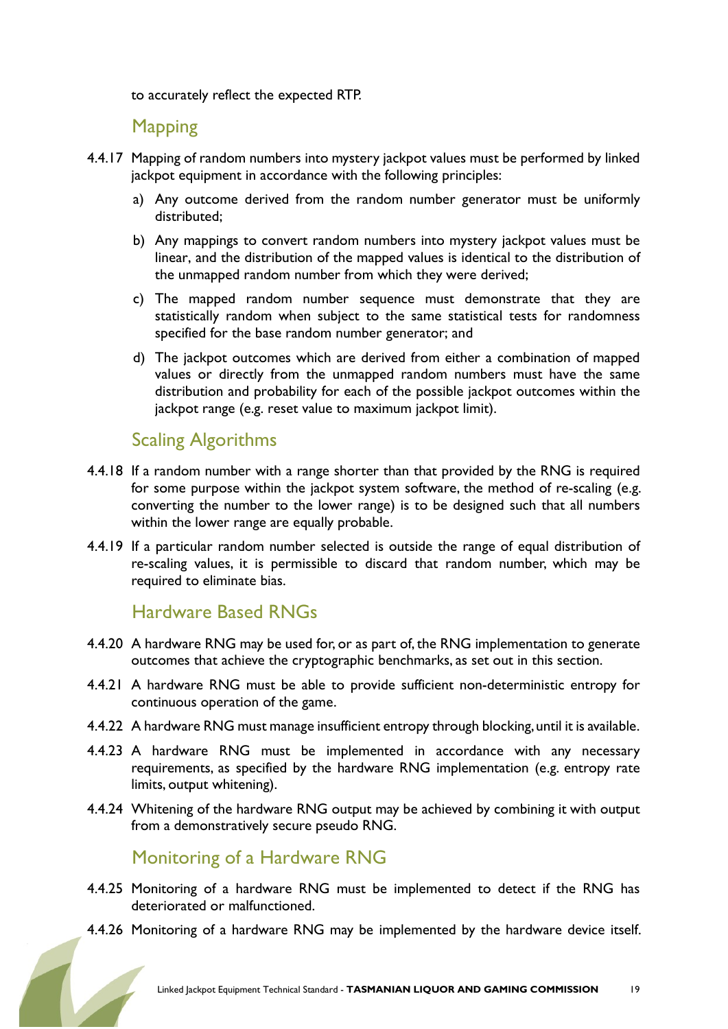to accurately reflect the expected RTP.

### Mapping

4.4.17 Mapping of random numbers into mystery jackpot values must be performed by linked jackpot equipment in accordance with the following principles:

a) Any outcome derived from the random number generator must be uniformly distributed;

b) Any mappings to convert random numbers into mystery jackpot values must be linear, and the distribution of the mapped values is identical to the distribution of the unmapped random number from which they were derived;

c) The mapped random number sequence must demonstrate that they are statistically random when subject to the same statistical tests for randomness specified for the base random number generator; and

d) The jackpot outcomes which are derived from either a combination of mapped values or directly from the unmapped random numbers must have the same distribution and probability for each of the possible jackpot outcomes within the jackpot range (e.g. reset value to maximum jackpot limit).

### Scaling Algorithms

4.4.18 If a random number with a range shorter than that provided by the RNG is required for some purpose within the jackpot system software, the method of re-scaling (e.g. converting the number to the lower range) is to be designed such that all numbers within the lower range are equally probable.

4.4.19 If a particular random number selected is outside the range of equal distribution of re-scaling values, it is permissible to discard that random number, which may be required to eliminate bias.

### Hardware Based RNGs

4.4.20 A hardware RNG may be used for, or as part of, the RNG implementation to generate outcomes that achieve the cryptographic benchmarks, as set out in this section.

4.4.21 A hardware RNG must be able to provide sufficient non-deterministic entropy for continuous operation of the game.

4.4.22 A hardware RNG must manage insufficient entropy through blocking, until it is available.

4.4.23 A hardware RNG must be implemented in accordance with any necessary requirements, as specified by the hardware RNG implementation (e.g. entropy rate limits, output whitening).

4.4.24 Whitening of the hardware RNG output may be achieved by combining it with output from a demonstratively secure pseudo RNG.

### Monitoring of a Hardware RNG

4.4.25 Monitoring of a hardware RNG must be implemented to detect if the RNG has deteriorated or malfunctioned.

4.4.26 Monitoring of a hardware RNG may be implemented by the hardware device itself.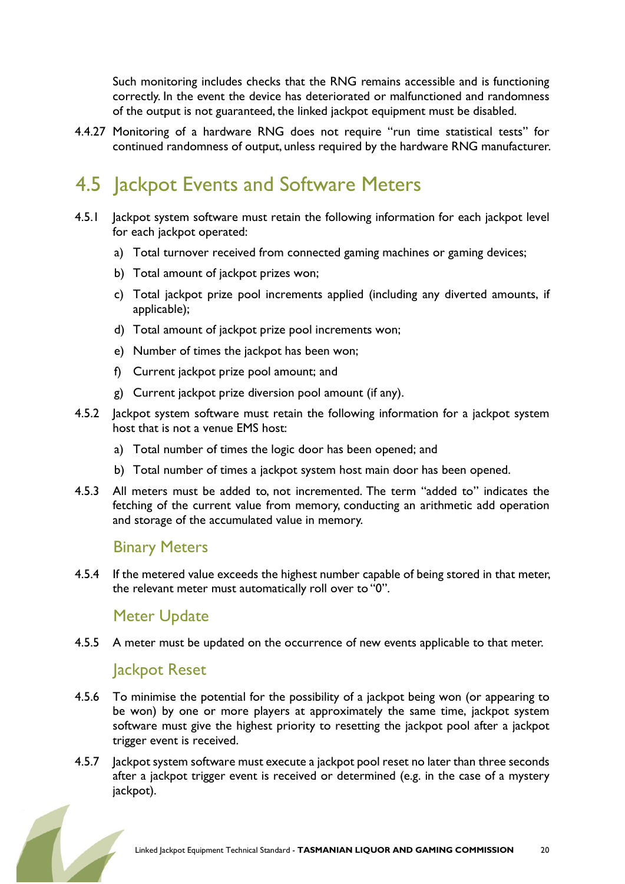Such monitoring includes checks that the RNG remains accessible and is functioning correctly. In the event the device has deteriorated or malfunctioned and randomness of the output is not guaranteed, the linked jackpot equipment must be disabled.

4.4.27 Monitoring of a hardware RNG does not require "run time statistical tests" for continued randomness of output, unless required by the hardware RNG manufacturer.

## 4.5 Jackpot Events and Software Meters

4.5.1 Jackpot system software must retain the following information for each jackpot level for each jackpot operated:

a) Total turnover received from connected gaming machines or gaming devices;

b) Total amount of jackpot prizes won;

c) Total jackpot prize pool increments applied (including any diverted amounts, if applicable);

d) Total amount of jackpot prize pool increments won;

e) Number of times the jackpot has been won;

f) Current jackpot prize pool amount; and

g) Current jackpot prize diversion pool amount (if any).

4.5.2 Jackpot system software must retain the following information for a jackpot system host that is not a venue EMS host:

a) Total number of times the logic door has been opened; and

b) Total number of times a jackpot system host main door has been opened.

4.5.3 All meters must be added to, not incremented. The term "added to" indicates the fetching of the current value from memory, conducting an arithmetic add operation and storage of the accumulated value in memory.

### Binary Meters

4.5.4 If the metered value exceeds the highest number capable of being stored in that meter, the relevant meter must automatically roll over to "0".

### Meter Update

4.5.5 A meter must be updated on the occurrence of new events applicable to that meter.

### Jackpot Reset

4.5.6 To minimise the potential for the possibility of a jackpot being won (or appearing to be won) by one or more players at approximately the same time, jackpot system software must give the highest priority to resetting the jackpot pool after a jackpot trigger event is received.

4.5.7 Jackpot system software must execute a jackpot pool reset no later than three seconds after a jackpot trigger event is received or determined (e.g. in the case of a mystery jackpot).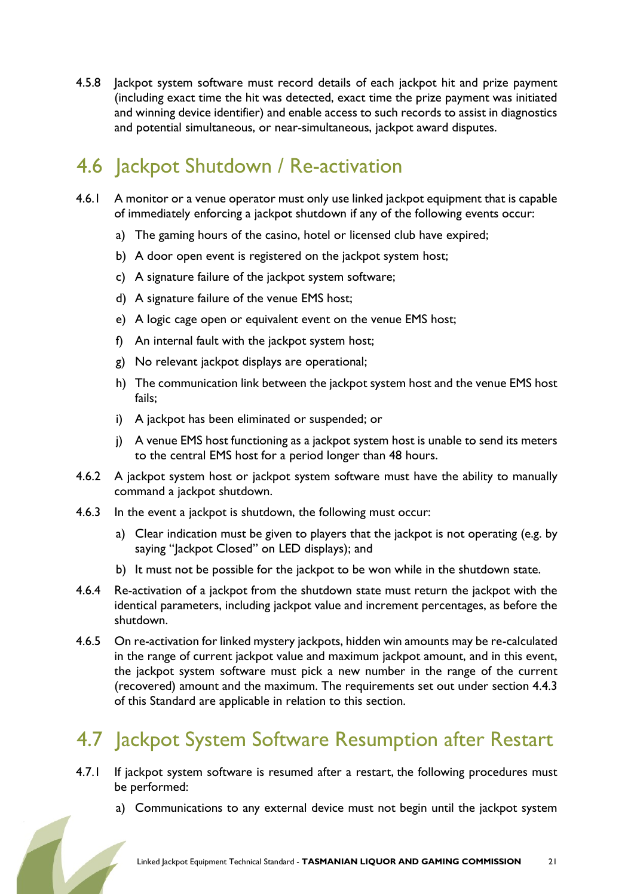4.5.8 Jackpot system software must record details of each jackpot hit and prize payment (including exact time the hit was detected, exact time the prize payment was initiated and winning device identifier) and enable access to such records to assist in diagnostics and potential simultaneous, or near-simultaneous, jackpot award disputes.

## 4.6 Jackpot Shutdown / Re-activation

4.6.1 A monitor or a venue operator must only use linked jackpot equipment that is capable of immediately enforcing a jackpot shutdown if any of the following events occur:

a) The gaming hours of the casino, hotel or licensed club have expired;

b) A door open event is registered on the jackpot system host;

c) A signature failure of the jackpot system software;

d) A signature failure of the venue EMS host;

e) A logic cage open or equivalent event on the venue EMS host;

f) An internal fault with the jackpot system host;

g) No relevant jackpot displays are operational;

h) The communication link between the jackpot system host and the venue EMS host fails;

i) A jackpot has been eliminated or suspended; or

j) A venue EMS host functioning as a jackpot system host is unable to send its meters to the central EMS host for a period longer than 48 hours.

4.6.2 A jackpot system host or jackpot system software must have the ability to manually command a jackpot shutdown.

4.6.3 In the event a jackpot is shutdown, the following must occur:

a) Clear indication must be given to players that the jackpot is not operating (e.g. by saying "Jackpot Closed" on LED displays); and

b) It must not be possible for the jackpot to be won while in the shutdown state.

4.6.4 Re-activation of a jackpot from the shutdown state must return the jackpot with the identical parameters, including jackpot value and increment percentages, as before the shutdown.

4.6.5 On re-activation for linked mystery jackpots, hidden win amounts may be re-calculated in the range of current jackpot value and maximum jackpot amount, and in this event, the jackpot system software must pick a new number in the range of the current (recovered) amount and the maximum. The requirements set out under section 4.4.3 of this Standard are applicable in relation to this section.

## 4.7 Jackpot System Software Resumption after Restart

4.7.1 If jackpot system software is resumed after a restart, the following procedures must be performed:

a) Communications to any external device must not begin until the jackpot system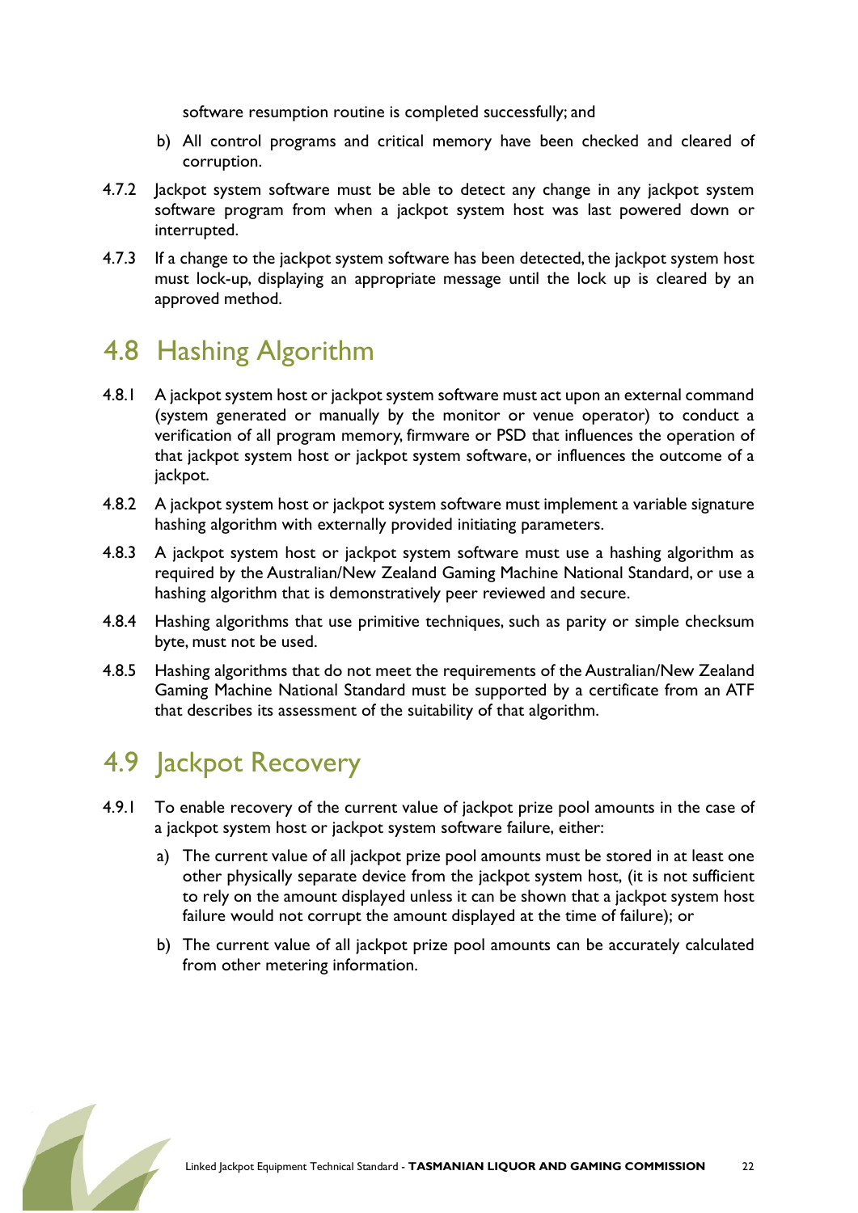software resumption routine is completed successfully; and

b) All control programs and critical memory have been checked and cleared of corruption.

4.7.2 Jackpot system software must be able to detect any change in any jackpot system software program from when a jackpot system host was last powered down or interrupted.

4.7.3 If a change to the jackpot system software has been detected, the jackpot system host must lock-up, displaying an appropriate message until the lock up is cleared by an approved method.

## 4.8 Hashing Algorithm

4.8.1 A jackpot system host or jackpot system software must act upon an external command (system generated or manually by the monitor or venue operator) to conduct a verification of all program memory, firmware or PSD that influences the operation of that jackpot system host or jackpot system software, or influences the outcome of a jackpot.

4.8.2 A jackpot system host or jackpot system software must implement a variable signature hashing algorithm with externally provided initiating parameters.

4.8.3 A jackpot system host or jackpot system software must use a hashing algorithm as required by the Australian/New Zealand Gaming Machine National Standard, or use a hashing algorithm that is demonstratively peer reviewed and secure.

4.8.4 Hashing algorithms that use primitive techniques, such as parity or simple checksum byte, must not be used.

4.8.5 Hashing algorithms that do not meet the requirements of the Australian/New Zealand Gaming Machine National Standard must be supported by a certificate from an ATF that describes its assessment of the suitability of that algorithm.

## 4.9 Jackpot Recovery

4.9.1 To enable recovery of the current value of jackpot prize pool amounts in the case of a jackpot system host or jackpot system software failure, either:

a) The current value of all jackpot prize pool amounts must be stored in at least one other physically separate device from the jackpot system host, (it is not sufficient to rely on the amount displayed unless it can be shown that a jackpot system host failure would not corrupt the amount displayed at the time of failure); or

b) The current value of all jackpot prize pool amounts can be accurately calculated from other metering information.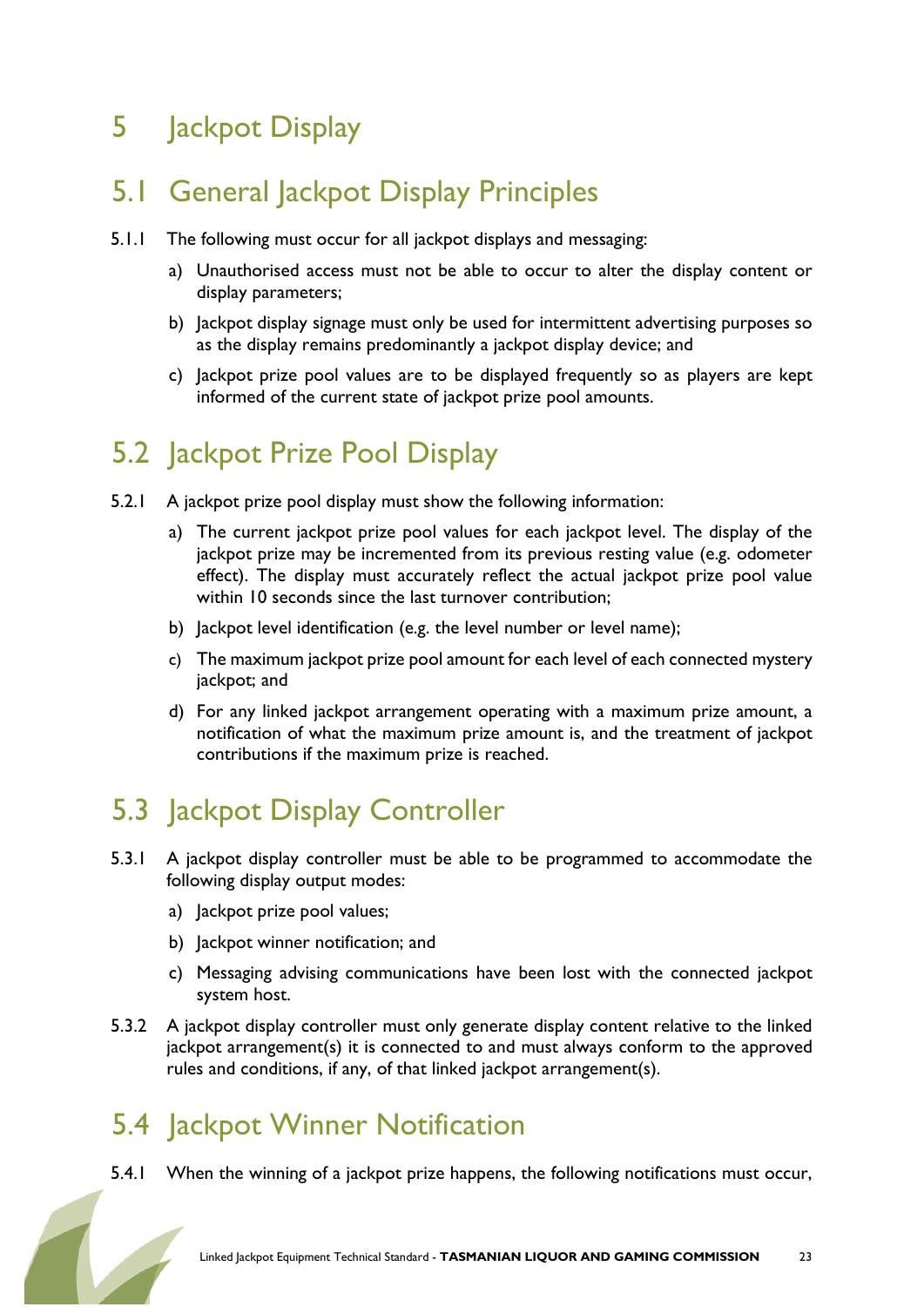# 5 Jackpot Display

## 5.1 General Jackpot Display Principles

5.1.1 The following must occur for all jackpot displays and messaging:

a) Unauthorised access must not be able to occur to alter the display content or display parameters;

b) Jackpot display signage must only be used for intermittent advertising purposes so as the display remains predominantly a jackpot display device; and

c) Jackpot prize pool values are to be displayed frequently so as players are kept informed of the current state of jackpot prize pool amounts.

## 5.2 Jackpot Prize Pool Display

5.2.1 A jackpot prize pool display must show the following information:

a) The current jackpot prize pool values for each jackpot level. The display of the jackpot prize may be incremented from its previous resting value (e.g. odometer effect). The display must accurately reflect the actual jackpot prize pool value within 10 seconds since the last turnover contribution;

b) Jackpot level identification (e.g. the level number or level name);

c) The maximum jackpot prize pool amount for each level of each connected mystery jackpot; and

d) For any linked jackpot arrangement operating with a maximum prize amount, a notification of what the maximum prize amount is, and the treatment of jackpot contributions if the maximum prize is reached.

## 5.3 Jackpot Display Controller

5.3.1 A jackpot display controller must be able to be programmed to accommodate the following display output modes:

a) Jackpot prize pool values;

b) Jackpot winner notification; and

c) Messaging advising communications have been lost with the connected jackpot system host.

5.3.2 A jackpot display controller must only generate display content relative to the linked jackpot arrangement(s) it is connected to and must always conform to the approved rules and conditions, if any, of that linked jackpot arrangement(s).

## 5.4 Jackpot Winner Notification

5.4.1 When the winning of a jackpot prize happens, the following notifications must occur,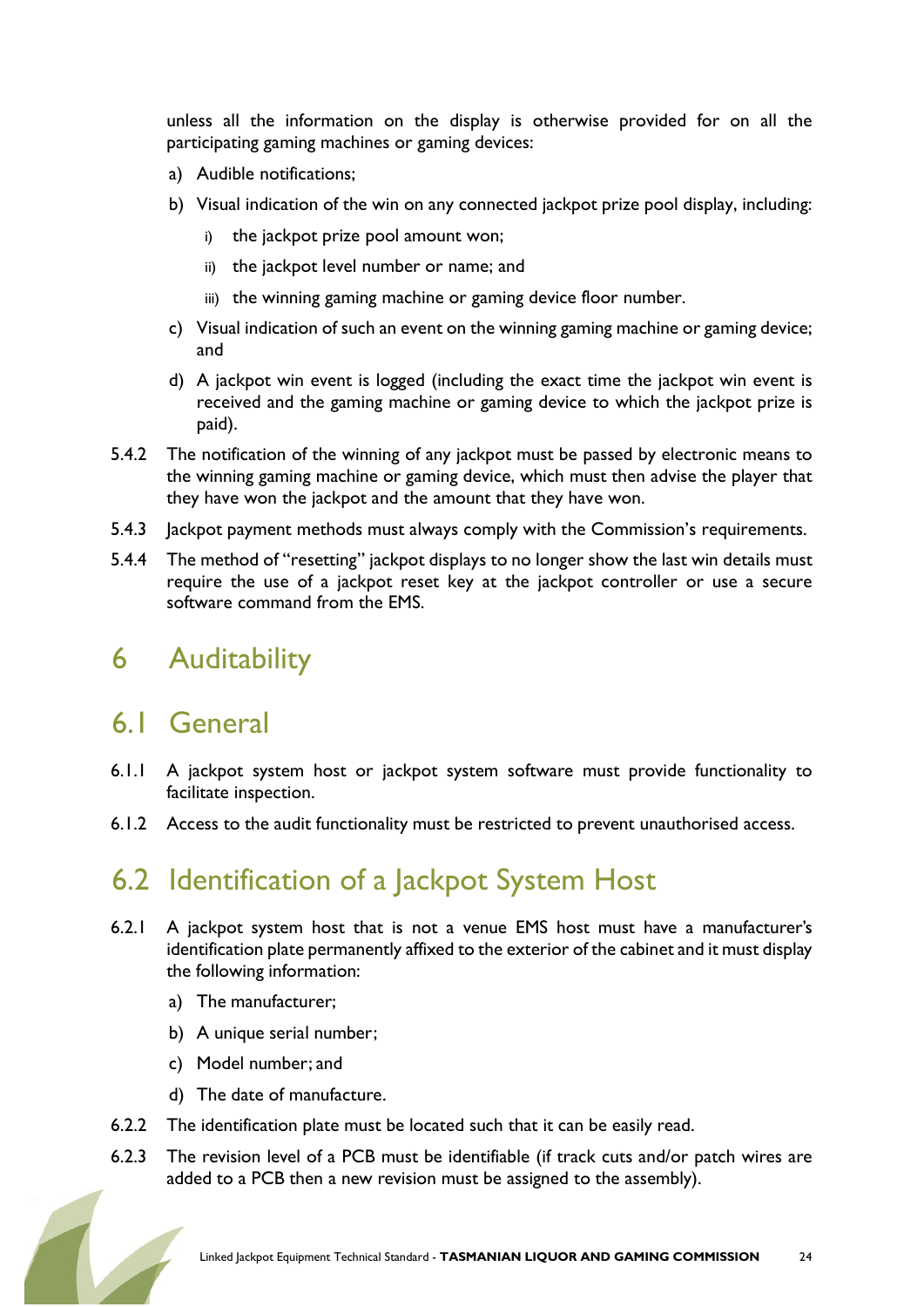unless all the information on the display is otherwise provided for on all the participating gaming machines or gaming devices:

a) Audible notifications;

b) Visual indication of the win on any connected jackpot prize pool display, including:

   i) the jackpot prize pool amount won;

   ii) the jackpot level number or name; and

   iii) the winning gaming machine or gaming device floor number.

c) Visual indication of such an event on the winning gaming machine or gaming device; and

d) A jackpot win event is logged (including the exact time the jackpot win event is received and the gaming machine or gaming device to which the jackpot prize is paid).

5.4.2 The notification of the winning of any jackpot must be passed by electronic means to the winning gaming machine or gaming device, which must then advise the player that they have won the jackpot and the amount that they have won.

5.4.3 Jackpot payment methods must always comply with the Commission's requirements.

5.4.4 The method of "resetting" jackpot displays to no longer show the last win details must require the use of a jackpot reset key at the jackpot controller or use a secure software command from the EMS.

# 6 Auditability

## 6.1 General

6.1.1 A jackpot system host or jackpot system software must provide functionality to facilitate inspection.

6.1.2 Access to the audit functionality must be restricted to prevent unauthorised access.

## 6.2 Identification of a Jackpot System Host

6.2.1 A jackpot system host that is not a venue EMS host must have a manufacturer's identification plate permanently affixed to the exterior of the cabinet and it must display the following information:

a) The manufacturer;

b) A unique serial number;

c) Model number; and

d) The date of manufacture.

6.2.2 The identification plate must be located such that it can be easily read.

6.2.3 The revision level of a PCB must be identifiable (if track cuts and/or patch wires are added to a PCB then a new revision must be assigned to the assembly).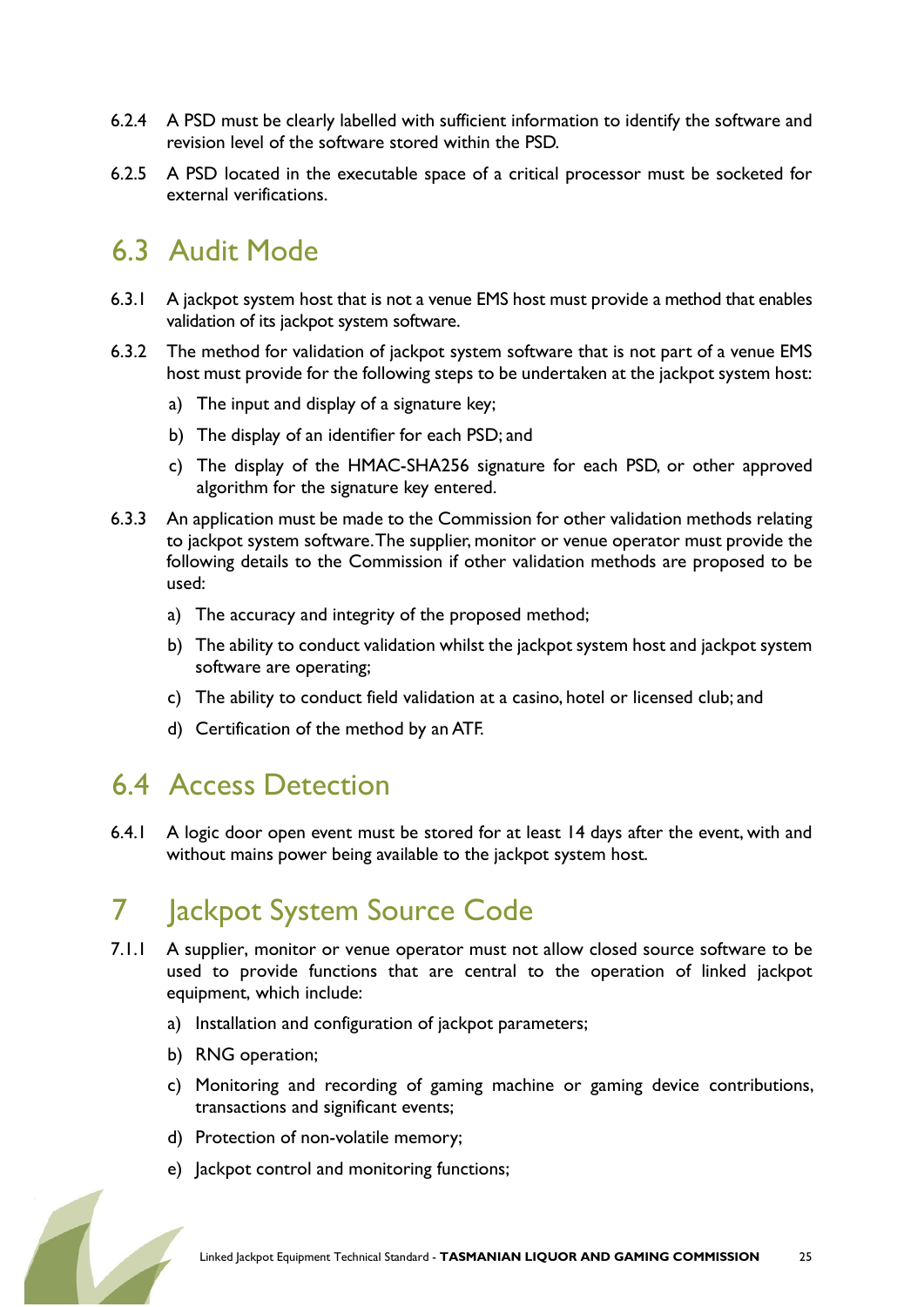6.2.4 A PSD must be clearly labelled with sufficient information to identify the software and revision level of the software stored within the PSD.

6.2.5 A PSD located in the executable space of a critical processor must be socketed for external verifications.

## 6.3 Audit Mode

6.3.1 A jackpot system host that is not a venue EMS host must provide a method that enables validation of its jackpot system software.

6.3.2 The method for validation of jackpot system software that is not part of a venue EMS host must provide for the following steps to be undertaken at the jackpot system host:

a) The input and display of a signature key;

b) The display of an identifier for each PSD; and

c) The display of the HMAC-SHA256 signature for each PSD, or other approved algorithm for the signature key entered.

6.3.3 An application must be made to the Commission for other validation methods relating to jackpot system software. The supplier, monitor or venue operator must provide the following details to the Commission if other validation methods are proposed to be used:

a) The accuracy and integrity of the proposed method;

b) The ability to conduct validation whilst the jackpot system host and jackpot system software are operating;

c) The ability to conduct field validation at a casino, hotel or licensed club; and

d) Certification of the method by an ATF.

## 6.4 Access Detection

6.4.1 A logic door open event must be stored for at least 14 days after the event, with and without mains power being available to the jackpot system host.

# 7 Jackpot System Source Code

7.1.1 A supplier, monitor or venue operator must not allow closed source software to be used to provide functions that are central to the operation of linked jackpot equipment, which include:

a) Installation and configuration of jackpot parameters;

b) RNG operation;

c) Monitoring and recording of gaming machine or gaming device contributions, transactions and significant events;

d) Protection of non-volatile memory;

e) Jackpot control and monitoring functions;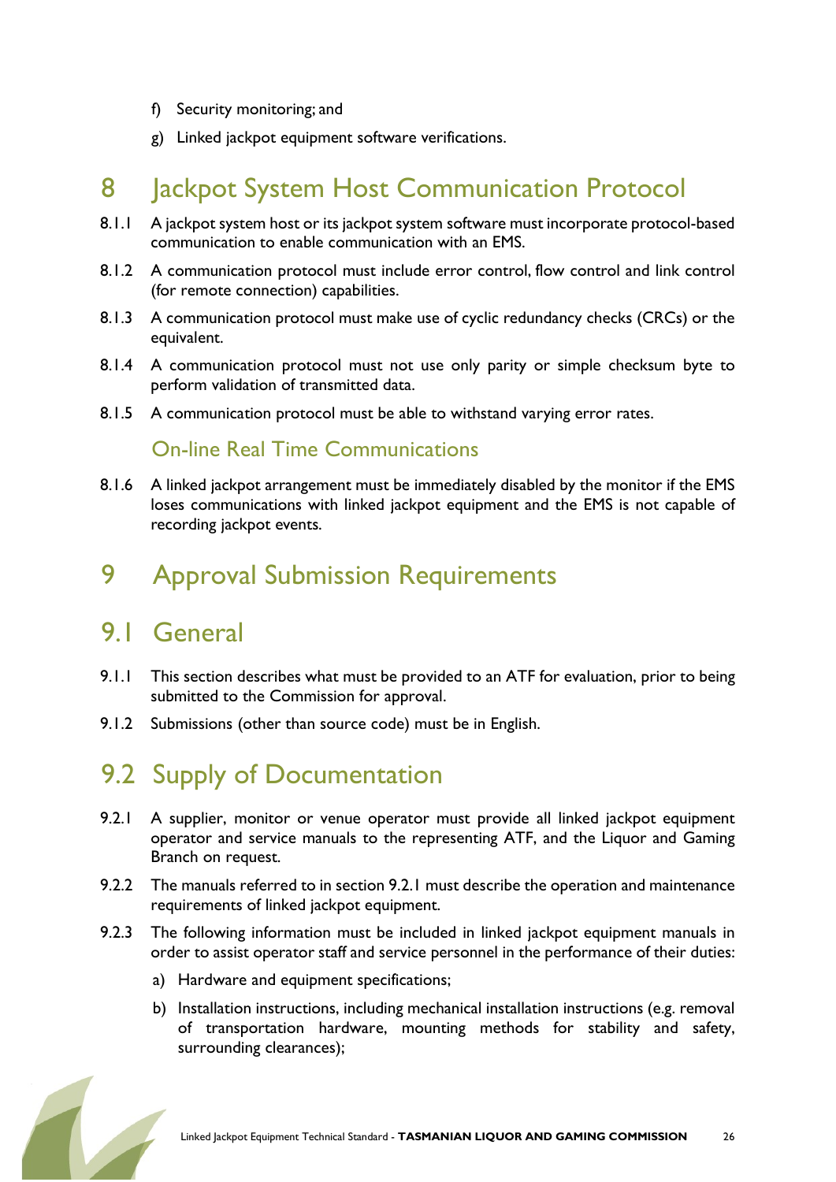f) Security monitoring; and

g) Linked jackpot equipment software verifications.

# 8 Jackpot System Host Communication Protocol

8.1.1 A jackpot system host or its jackpot system software must incorporate protocol-based communication to enable communication with an EMS.

8.1.2 A communication protocol must include error control, flow control and link control (for remote connection) capabilities.

8.1.3 A communication protocol must make use of cyclic redundancy checks (CRCs) or the equivalent.

8.1.4 A communication protocol must not use only parity or simple checksum byte to perform validation of transmitted data.

8.1.5 A communication protocol must be able to withstand varying error rates.

### On-line Real Time Communications

8.1.6 A linked jackpot arrangement must be immediately disabled by the monitor if the EMS loses communications with linked jackpot equipment and the EMS is not capable of recording jackpot events.

# 9 Approval Submission Requirements

## 9.1 General

9.1.1 This section describes what must be provided to an ATF for evaluation, prior to being submitted to the Commission for approval.

9.1.2 Submissions (other than source code) must be in English.

## 9.2 Supply of Documentation

9.2.1 A supplier, monitor or venue operator must provide all linked jackpot equipment operator and service manuals to the representing ATF, and the Liquor and Gaming Branch on request.

9.2.2 The manuals referred to in section 9.2.1 must describe the operation and maintenance requirements of linked jackpot equipment.

9.2.3 The following information must be included in linked jackpot equipment manuals in order to assist operator staff and service personnel in the performance of their duties:

a) Hardware and equipment specifications;

b) Installation instructions, including mechanical installation instructions (e.g. removal of transportation hardware, mounting methods for stability and safety, surrounding clearances);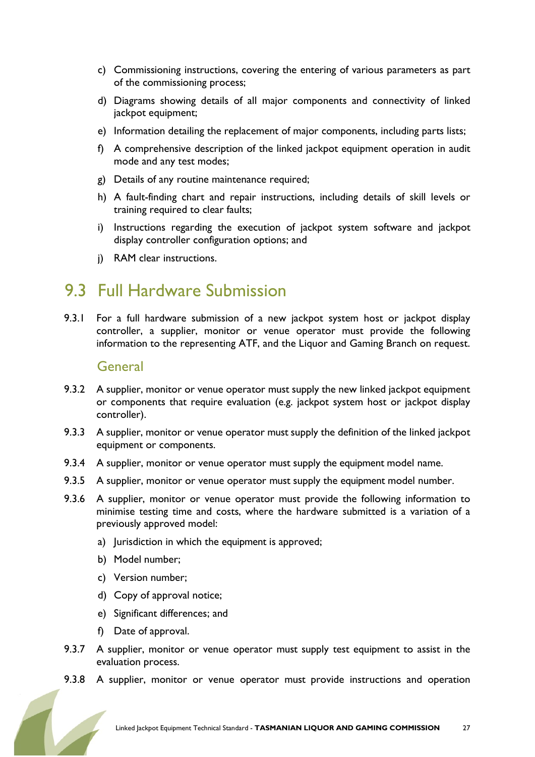c) Commissioning instructions, covering the entering of various parameters as part of the commissioning process;

d) Diagrams showing details of all major components and connectivity of linked jackpot equipment;

e) Information detailing the replacement of major components, including parts lists;

f) A comprehensive description of the linked jackpot equipment operation in audit mode and any test modes;

g) Details of any routine maintenance required;

h) A fault-finding chart and repair instructions, including details of skill levels or training required to clear faults;

i) Instructions regarding the execution of jackpot system software and jackpot display controller configuration options; and

j) RAM clear instructions.

## 9.3 Full Hardware Submission

9.3.1 For a full hardware submission of a new jackpot system host or jackpot display controller, a supplier, monitor or venue operator must provide the following information to the representing ATF, and the Liquor and Gaming Branch on request.

### General

9.3.2 A supplier, monitor or venue operator must supply the new linked jackpot equipment or components that require evaluation (e.g. jackpot system host or jackpot display controller).

9.3.3 A supplier, monitor or venue operator must supply the definition of the linked jackpot equipment or components.

9.3.4 A supplier, monitor or venue operator must supply the equipment model name.

9.3.5 A supplier, monitor or venue operator must supply the equipment model number.

9.3.6 A supplier, monitor or venue operator must provide the following information to minimise testing time and costs, where the hardware submitted is a variation of a previously approved model:

a) Jurisdiction in which the equipment is approved;

b) Model number;

c) Version number;

d) Copy of approval notice;

e) Significant differences; and

f) Date of approval.

9.3.7 A supplier, monitor or venue operator must supply test equipment to assist in the evaluation process.

9.3.8 A supplier, monitor or venue operator must provide instructions and operation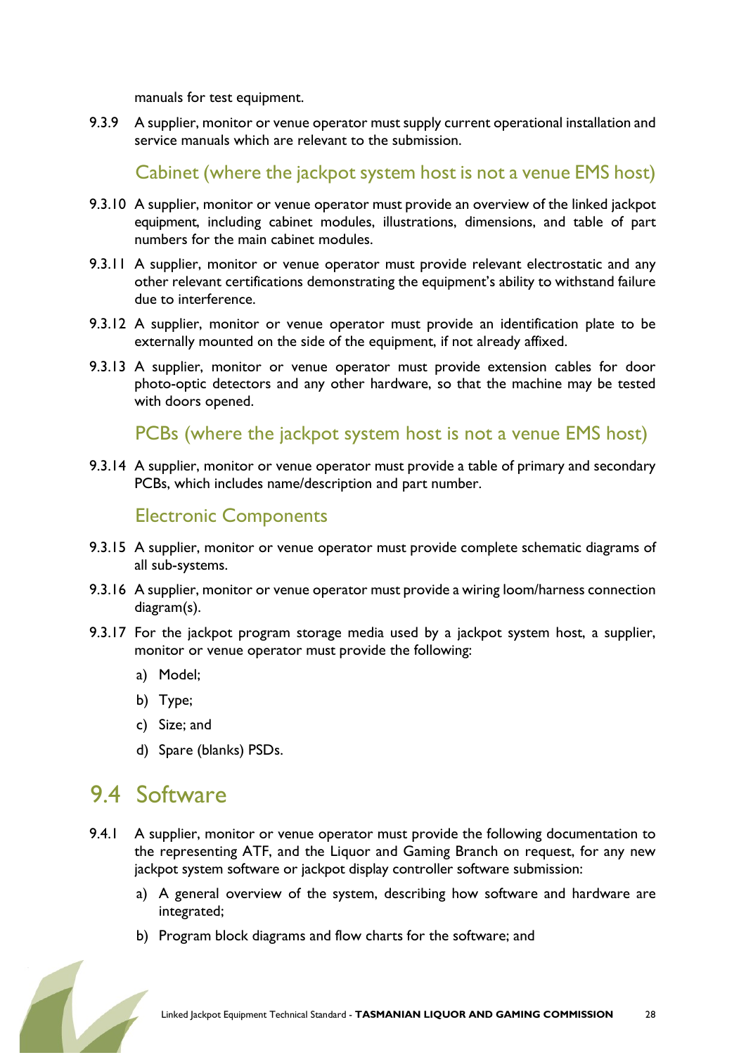manuals for test equipment.

9.3.9 A supplier, monitor or venue operator must supply current operational installation and service manuals which are relevant to the submission.

### Cabinet (where the jackpot system host is not a venue EMS host)

9.3.10 A supplier, monitor or venue operator must provide an overview of the linked jackpot equipment, including cabinet modules, illustrations, dimensions, and table of part numbers for the main cabinet modules.

9.3.11 A supplier, monitor or venue operator must provide relevant electrostatic and any other relevant certifications demonstrating the equipment's ability to withstand failure due to interference.

9.3.12 A supplier, monitor or venue operator must provide an identification plate to be externally mounted on the side of the equipment, if not already affixed.

9.3.13 A supplier, monitor or venue operator must provide extension cables for door photo-optic detectors and any other hardware, so that the machine may be tested with doors opened.

### PCBs (where the jackpot system host is not a venue EMS host)

9.3.14 A supplier, monitor or venue operator must provide a table of primary and secondary PCBs, which includes name/description and part number.

### Electronic Components

9.3.15 A supplier, monitor or venue operator must provide complete schematic diagrams of all sub-systems.

9.3.16 A supplier, monitor or venue operator must provide a wiring loom/harness connection diagram(s).

9.3.17 For the jackpot program storage media used by a jackpot system host, a supplier, monitor or venue operator must provide the following:

a) Model;

b) Type;

c) Size; and

d) Spare (blanks) PSDs.

## 9.4 Software

9.4.1 A supplier, monitor or venue operator must provide the following documentation to the representing ATF, and the Liquor and Gaming Branch on request, for any new jackpot system software or jackpot display controller software submission:

a) A general overview of the system, describing how software and hardware are integrated;

b) Program block diagrams and flow charts for the software; and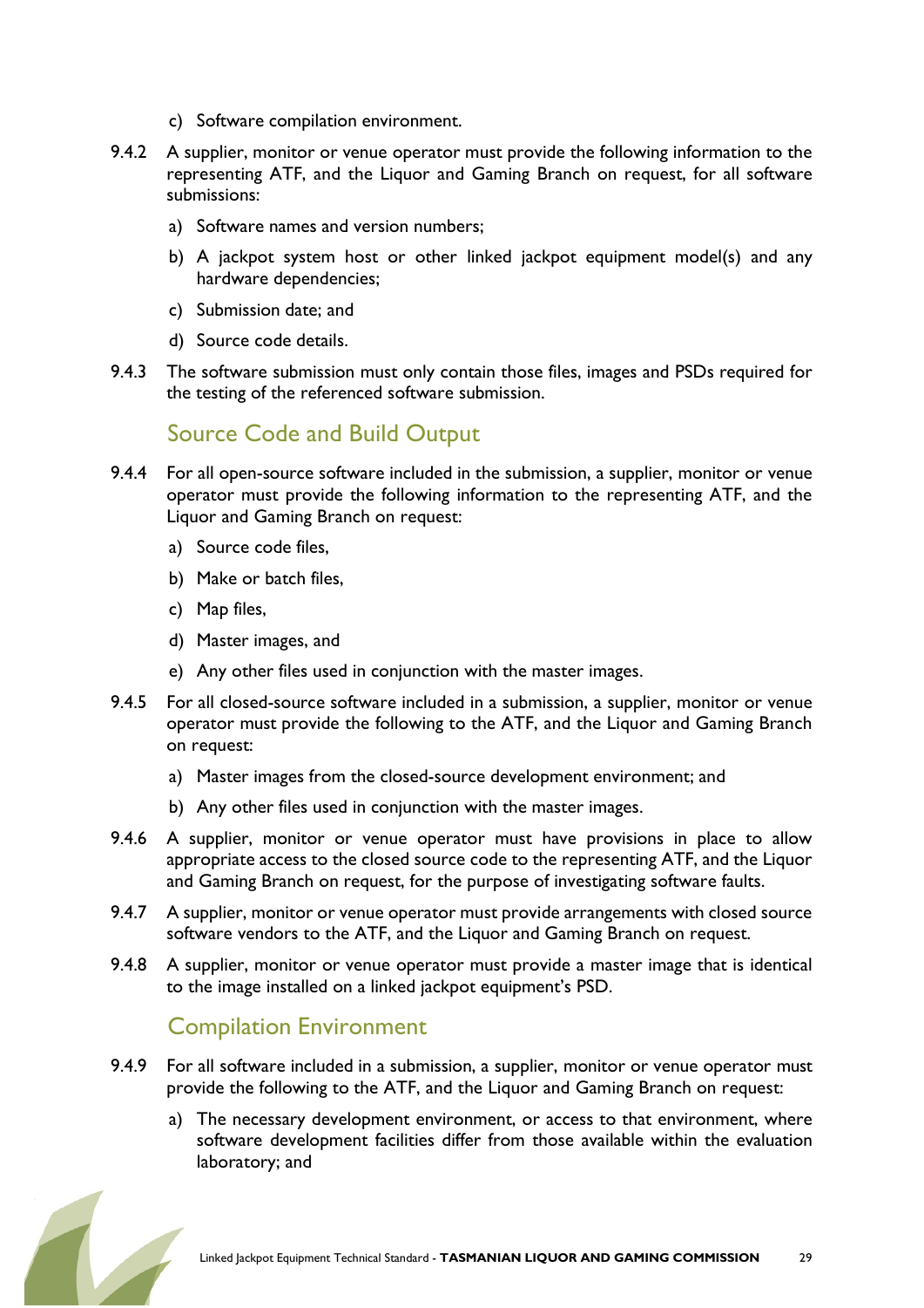c) Software compilation environment.

9.4.2 A supplier, monitor or venue operator must provide the following information to the representing ATF, and the Liquor and Gaming Branch on request, for all software submissions:

a) Software names and version numbers;

b) A jackpot system host or other linked jackpot equipment model(s) and any hardware dependencies;

c) Submission date; and

d) Source code details.

9.4.3 The software submission must only contain those files, images and PSDs required for the testing of the referenced software submission.

## Source Code and Build Output

9.4.4 For all open-source software included in the submission, a supplier, monitor or venue operator must provide the following information to the representing ATF, and the Liquor and Gaming Branch on request:

a) Source code files,

b) Make or batch files,

c) Map files,

d) Master images, and

e) Any other files used in conjunction with the master images.

9.4.5 For all closed-source software included in a submission, a supplier, monitor or venue operator must provide the following to the ATF, and the Liquor and Gaming Branch on request:

a) Master images from the closed-source development environment; and

b) Any other files used in conjunction with the master images.

9.4.6 A supplier, monitor or venue operator must have provisions in place to allow appropriate access to the closed source code to the representing ATF, and the Liquor and Gaming Branch on request, for the purpose of investigating software faults.

9.4.7 A supplier, monitor or venue operator must provide arrangements with closed source software vendors to the ATF, and the Liquor and Gaming Branch on request.

9.4.8 A supplier, monitor or venue operator must provide a master image that is identical to the image installed on a linked jackpot equipment's PSD.

## Compilation Environment

9.4.9 For all software included in a submission, a supplier, monitor or venue operator must provide the following to the ATF, and the Liquor and Gaming Branch on request:

a) The necessary development environment, or access to that environment, where software development facilities differ from those available within the evaluation laboratory; and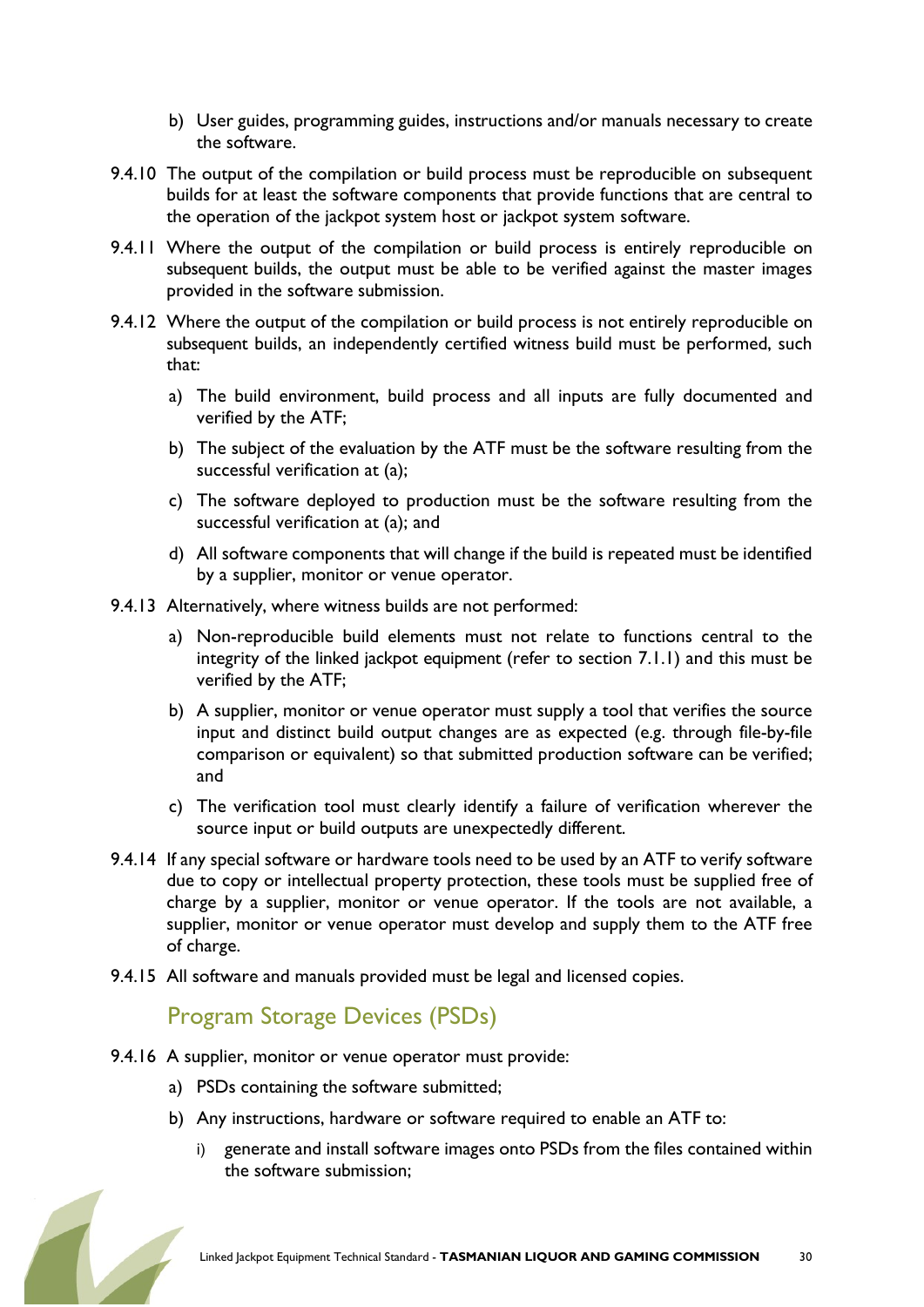b) User guides, programming guides, instructions and/or manuals necessary to create the software.

9.4.10 The output of the compilation or build process must be reproducible on subsequent builds for at least the software components that provide functions that are central to the operation of the jackpot system host or jackpot system software.

9.4.11 Where the output of the compilation or build process is entirely reproducible on subsequent builds, the output must be able to be verified against the master images provided in the software submission.

9.4.12 Where the output of the compilation or build process is not entirely reproducible on subsequent builds, an independently certified witness build must be performed, such that:

a) The build environment, build process and all inputs are fully documented and verified by the ATF;

b) The subject of the evaluation by the ATF must be the software resulting from the successful verification at (a);

c) The software deployed to production must be the software resulting from the successful verification at (a); and

d) All software components that will change if the build is repeated must be identified by a supplier, monitor or venue operator.

9.4.13 Alternatively, where witness builds are not performed:

a) Non-reproducible build elements must not relate to functions central to the integrity of the linked jackpot equipment (refer to section 7.1.1) and this must be verified by the ATF;

b) A supplier, monitor or venue operator must supply a tool that verifies the source input and distinct build output changes are as expected (e.g. through file-by-file comparison or equivalent) so that submitted production software can be verified; and

c) The verification tool must clearly identify a failure of verification wherever the source input or build outputs are unexpectedly different.

9.4.14 If any special software or hardware tools need to be used by an ATF to verify software due to copy or intellectual property protection, these tools must be supplied free of charge by a supplier, monitor or venue operator. If the tools are not available, a supplier, monitor or venue operator must develop and supply them to the ATF free of charge.

9.4.15 All software and manuals provided must be legal and licensed copies.

### Program Storage Devices (PSDs)

9.4.16 A supplier, monitor or venue operator must provide:

a) PSDs containing the software submitted;

b) Any instructions, hardware or software required to enable an ATF to:

i) generate and install software images onto PSDs from the files contained within the software submission;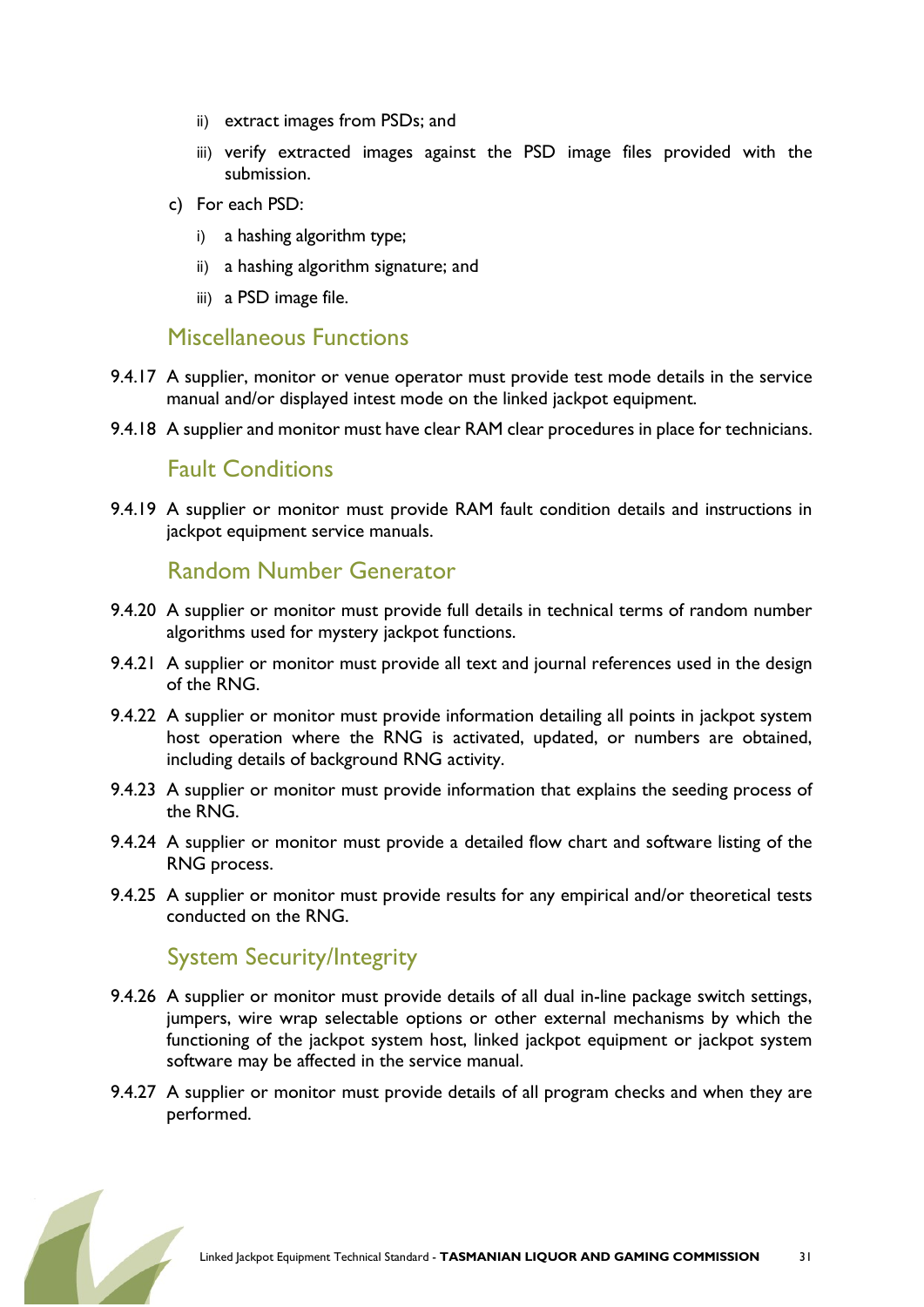ii) extract images from PSDs; and

   iii) verify extracted images against the PSD image files provided with the submission.

c) For each PSD:

   i) a hashing algorithm type;

   ii) a hashing algorithm signature; and

   iii) a PSD image file.

## Miscellaneous Functions

9.4.17 A supplier, monitor or venue operator must provide test mode details in the service manual and/or displayed intest mode on the linked jackpot equipment.

9.4.18 A supplier and monitor must have clear RAM clear procedures in place for technicians.

## Fault Conditions

9.4.19 A supplier or monitor must provide RAM fault condition details and instructions in jackpot equipment service manuals.

## Random Number Generator

9.4.20 A supplier or monitor must provide full details in technical terms of random number algorithms used for mystery jackpot functions.

9.4.21 A supplier or monitor must provide all text and journal references used in the design of the RNG.

9.4.22 A supplier or monitor must provide information detailing all points in jackpot system host operation where the RNG is activated, updated, or numbers are obtained, including details of background RNG activity.

9.4.23 A supplier or monitor must provide information that explains the seeding process of the RNG.

9.4.24 A supplier or monitor must provide a detailed flow chart and software listing of the RNG process.

9.4.25 A supplier or monitor must provide results for any empirical and/or theoretical tests conducted on the RNG.

## System Security/Integrity

9.4.26 A supplier or monitor must provide details of all dual in-line package switch settings, jumpers, wire wrap selectable options or other external mechanisms by which the functioning of the jackpot system host, linked jackpot equipment or jackpot system software may be affected in the service manual.

9.4.27 A supplier or monitor must provide details of all program checks and when they are performed.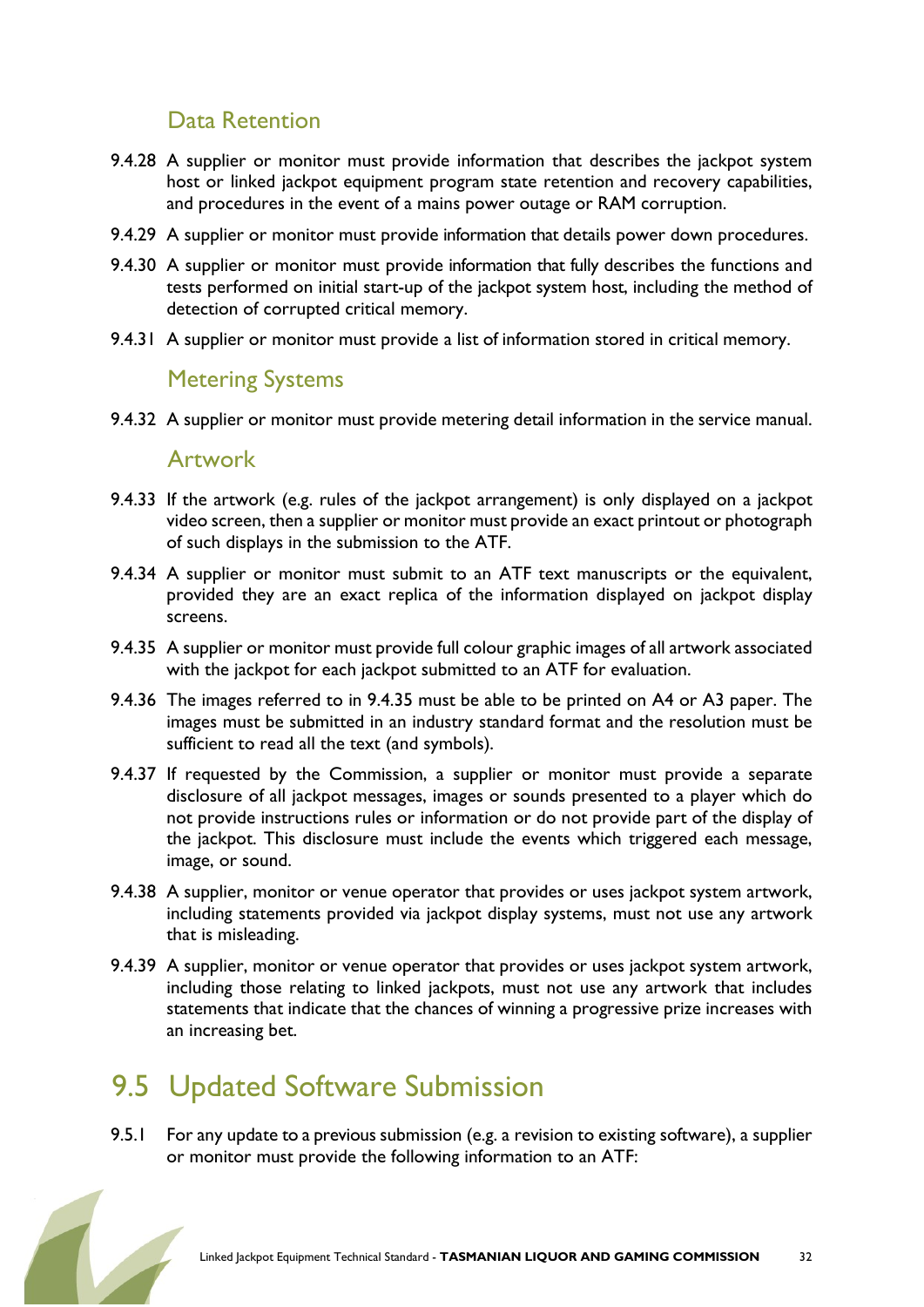### Data Retention

9.4.28 A supplier or monitor must provide information that describes the jackpot system host or linked jackpot equipment program state retention and recovery capabilities, and procedures in the event of a mains power outage or RAM corruption.

9.4.29 A supplier or monitor must provide information that details power down procedures.

9.4.30 A supplier or monitor must provide information that fully describes the functions and tests performed on initial start-up of the jackpot system host, including the method of detection of corrupted critical memory.

9.4.31 A supplier or monitor must provide a list of information stored in critical memory.

### Metering Systems

9.4.32 A supplier or monitor must provide metering detail information in the service manual.

### Artwork

9.4.33 If the artwork (e.g. rules of the jackpot arrangement) is only displayed on a jackpot video screen, then a supplier or monitor must provide an exact printout or photograph of such displays in the submission to the ATF.

9.4.34 A supplier or monitor must submit to an ATF text manuscripts or the equivalent, provided they are an exact replica of the information displayed on jackpot display screens.

9.4.35 A supplier or monitor must provide full colour graphic images of all artwork associated with the jackpot for each jackpot submitted to an ATF for evaluation.

9.4.36 The images referred to in 9.4.35 must be able to be printed on A4 or A3 paper. The images must be submitted in an industry standard format and the resolution must be sufficient to read all the text (and symbols).

9.4.37 If requested by the Commission, a supplier or monitor must provide a separate disclosure of all jackpot messages, images or sounds presented to a player which do not provide instructions rules or information or do not provide part of the display of the jackpot. This disclosure must include the events which triggered each message, image, or sound.

9.4.38 A supplier, monitor or venue operator that provides or uses jackpot system artwork, including statements provided via jackpot display systems, must not use any artwork that is misleading.

9.4.39 A supplier, monitor or venue operator that provides or uses jackpot system artwork, including those relating to linked jackpots, must not use any artwork that includes statements that indicate that the chances of winning a progressive prize increases with an increasing bet.

## 9.5 Updated Software Submission

9.5.1 For any update to a previous submission (e.g. a revision to existing software), a supplier or monitor must provide the following information to an ATF: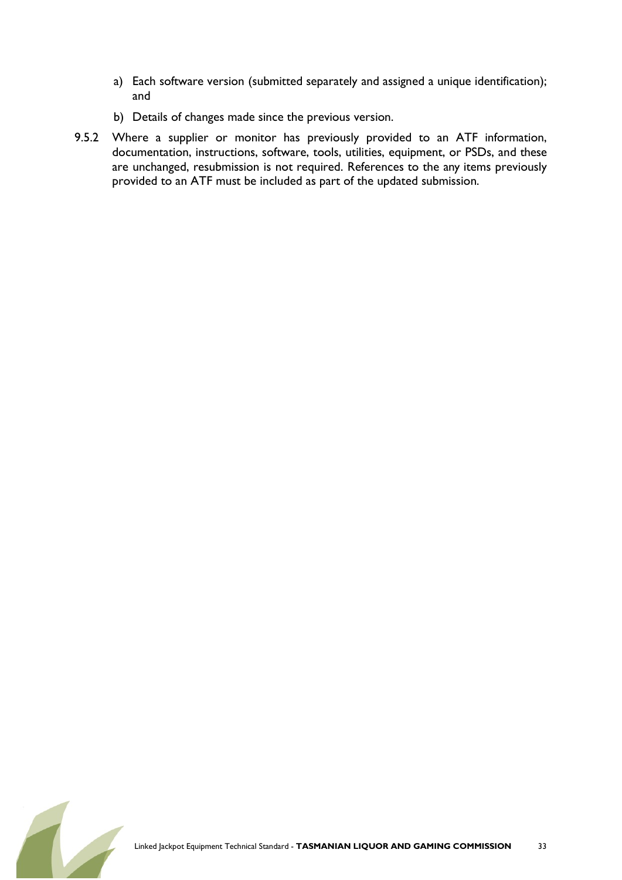a) Each software version (submitted separately and assigned a unique identification); and

b) Details of changes made since the previous version.

9.5.2 Where a supplier or monitor has previously provided to an ATF information, documentation, instructions, software, tools, utilities, equipment, or PSDs, and these are unchanged, resubmission is not required. References to the any items previously provided to an ATF must be included as part of the updated submission.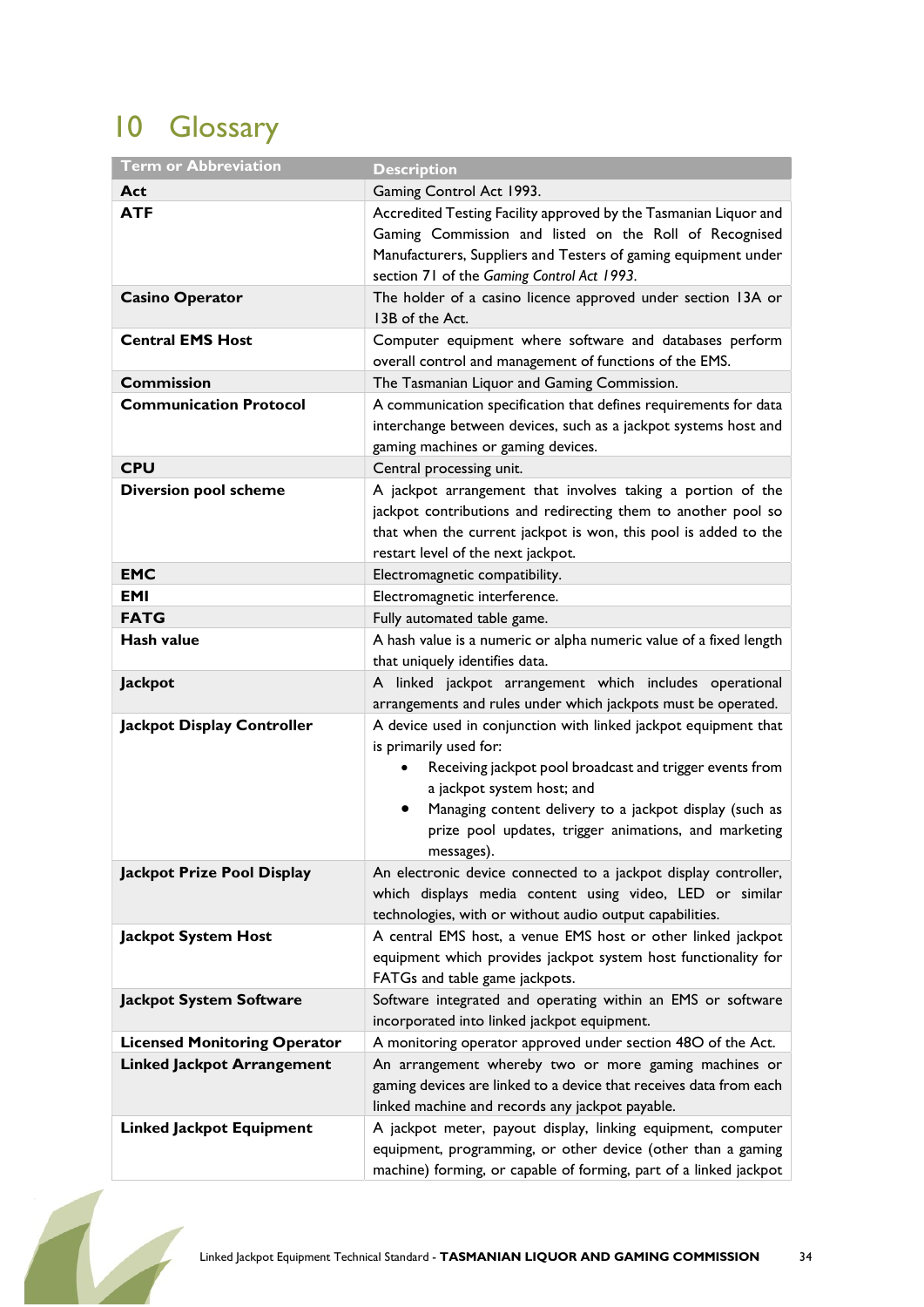# 10 Glossary

| Term or Abbreviation | Description |
|---|---|
| **Act** | Gaming Control Act 1993. |
| **ATF** | Accredited Testing Facility approved by the Tasmanian Liquor and Gaming Commission and listed on the Roll of Recognised Manufacturers, Suppliers and Testers of gaming equipment under section 71 of the *Gaming Control Act 1993*. |
| **Casino Operator** | The holder of a casino licence approved under section 13A or 13B of the Act. |
| **Central EMS Host** | Computer equipment where software and databases perform overall control and management of functions of the EMS. |
| **Commission** | The Tasmanian Liquor and Gaming Commission. |
| **Communication Protocol** | A communication specification that defines requirements for data interchange between devices, such as a jackpot systems host and gaming machines or gaming devices. |
| **CPU** | Central processing unit. |
| **Diversion pool scheme** | A jackpot arrangement that involves taking a portion of the jackpot contributions and redirecting them to another pool so that when the current jackpot is won, this pool is added to the restart level of the next jackpot. |
| **EMC** | Electromagnetic compatibility. |
| **EMI** | Electromagnetic interference. |
| **FATG** | Fully automated table game. |
| **Hash value** | A hash value is a numeric or alpha numeric value of a fixed length that uniquely identifies data. |
| **Jackpot** | A linked jackpot arrangement which includes operational arrangements and rules under which jackpots must be operated. |
| **Jackpot Display Controller** | A device used in conjunction with linked jackpot equipment that is primarily used for: <br>• Receiving jackpot pool broadcast and trigger events from a jackpot system host; and <br>• Managing content delivery to a jackpot display (such as prize pool updates, trigger animations, and marketing messages). |
| **Jackpot Prize Pool Display** | An electronic device connected to a jackpot display controller, which displays media content using video, LED or similar technologies, with or without audio output capabilities. |
| **Jackpot System Host** | A central EMS host, a venue EMS host or other linked jackpot equipment which provides jackpot system host functionality for FATGs and table game jackpots. |
| **Jackpot System Software** | Software integrated and operating within an EMS or software incorporated into linked jackpot equipment. |
| **Licensed Monitoring Operator** | A monitoring operator approved under section 48O of the Act. |
| **Linked Jackpot Arrangement** | An arrangement whereby two or more gaming machines or gaming devices are linked to a device that receives data from each linked machine and records any jackpot payable. |
| **Linked Jackpot Equipment** | A jackpot meter, payout display, linking equipment, computer equipment, programming, or other device (other than a gaming machine) forming, or capable of forming, part of a linked jackpot |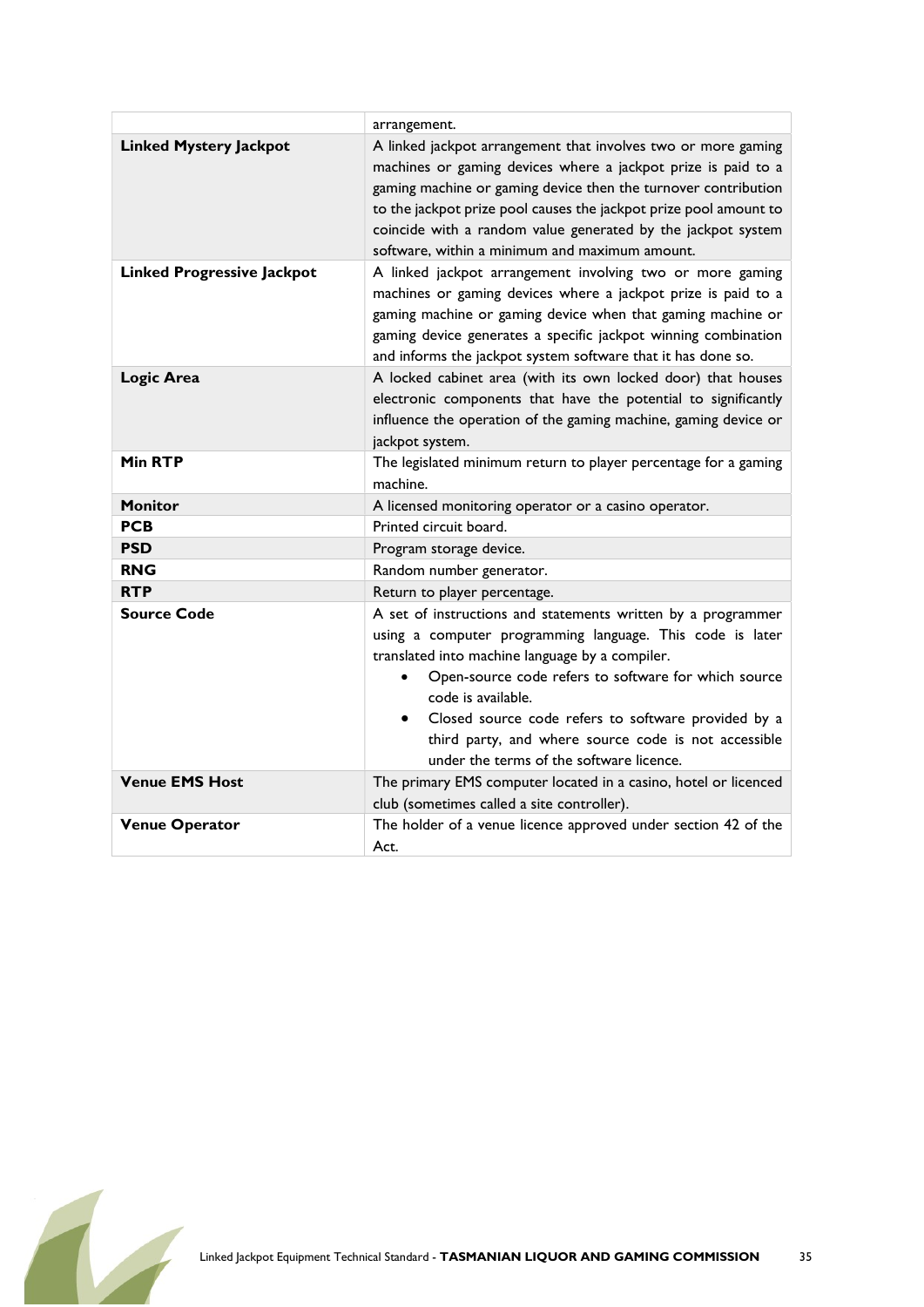| | |
|---|---|
| | arrangement. |
| **Linked Mystery Jackpot** | A linked jackpot arrangement that involves two or more gaming machines or gaming devices where a jackpot prize is paid to a gaming machine or gaming device then the turnover contribution to the jackpot prize pool causes the jackpot prize pool amount to coincide with a random value generated by the jackpot system software, within a minimum and maximum amount. |
| **Linked Progressive Jackpot** | A linked jackpot arrangement involving two or more gaming machines or gaming devices where a jackpot prize is paid to a gaming machine or gaming device when that gaming machine or gaming device generates a specific jackpot winning combination and informs the jackpot system software that it has done so. |
| **Logic Area** | A locked cabinet area (with its own locked door) that houses electronic components that have the potential to significantly influence the operation of the gaming machine, gaming device or jackpot system. |
| **Min RTP** | The legislated minimum return to player percentage for a gaming machine. |
| **Monitor** | A licensed monitoring operator or a casino operator. |
| **PCB** | Printed circuit board. |
| **PSD** | Program storage device. |
| **RNG** | Random number generator. |
| **RTP** | Return to player percentage. |
| **Source Code** | A set of instructions and statements written by a programmer using a computer programming language. This code is later translated into machine language by a compiler.<br>• Open-source code refers to software for which source code is available.<br>• Closed source code refers to software provided by a third party, and where source code is not accessible under the terms of the software licence. |
| **Venue EMS Host** | The primary EMS computer located in a casino, hotel or licenced club (sometimes called a site controller). |
| **Venue Operator** | The holder of a venue licence approved under section 42 of the Act. |